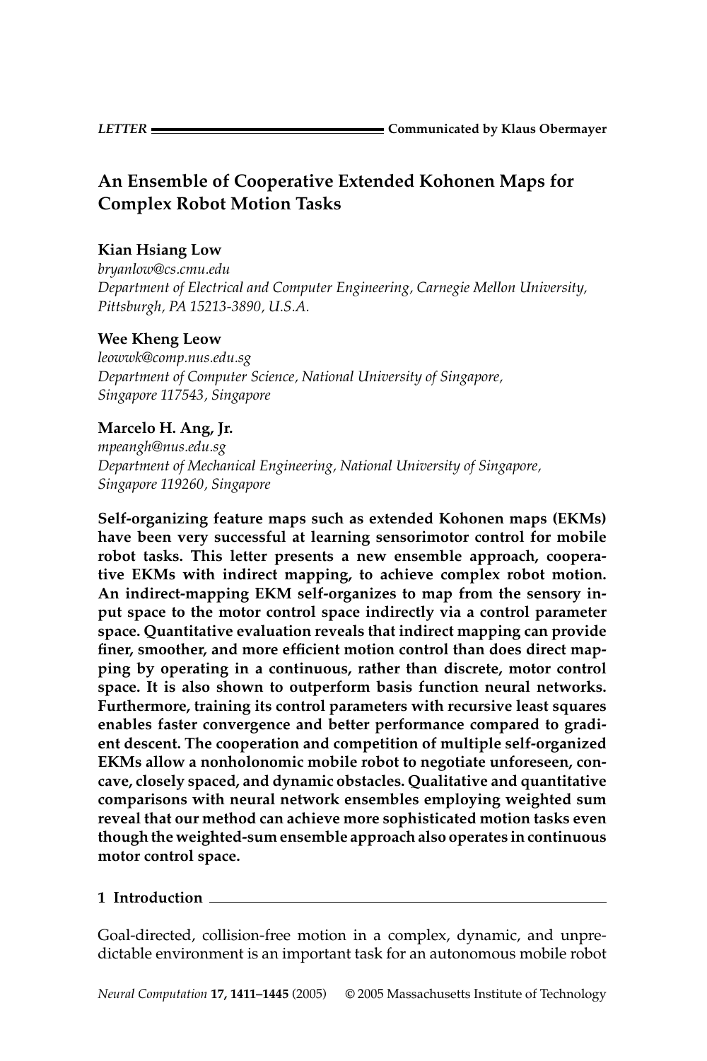LETTER — Communicated by Klaus Obermayer

# An Ensemble of Cooperative Extended Kohonen Maps for Complex Robot Motion Tasks

**Kian Hsiang Low**
*bryanlow@cs.cmu.edu*
*Department of Electrical and Computer Engineering, Carnegie Mellon University, Pittsburgh, PA 15213-3890, U.S.A.*

**Wee Kheng Leow**
*leowwk@comp.nus.edu.sg*
*Department of Computer Science, National University of Singapore, Singapore 117543, Singapore*

**Marcelo H. Ang, Jr.**
*mpeangh@nus.edu.sg*
*Department of Mechanical Engineering, National University of Singapore, Singapore 119260, Singapore*

**Self-organizing feature maps such as extended Kohonen maps (EKMs) have been very successful at learning sensorimotor control for mobile robot tasks. This letter presents a new ensemble approach, cooperative EKMs with indirect mapping, to achieve complex robot motion. An indirect-mapping EKM self-organizes to map from the sensory input space to the motor control space indirectly via a control parameter space. Quantitative evaluation reveals that indirect mapping can provide finer, smoother, and more efficient motion control than does direct mapping by operating in a continuous, rather than discrete, motor control space. It is also shown to outperform basis function neural networks. Furthermore, training its control parameters with recursive least squares enables faster convergence and better performance compared to gradient descent. The cooperation and competition of multiple self-organized EKMs allow a nonholonomic mobile robot to negotiate unforeseen, concave, closely spaced, and dynamic obstacles. Qualitative and quantitative comparisons with neural network ensembles employing weighted sum reveal that our method can achieve more sophisticated motion tasks even though the weighted-sum ensemble approach also operates in continuous motor control space.**

## 1 Introduction

Goal-directed, collision-free motion in a complex, dynamic, and unpredictable environment is an important task for an autonomous mobile robot

*Neural Computation* **17, 1411–1445** (2005) © 2005 Massachusetts Institute of Technology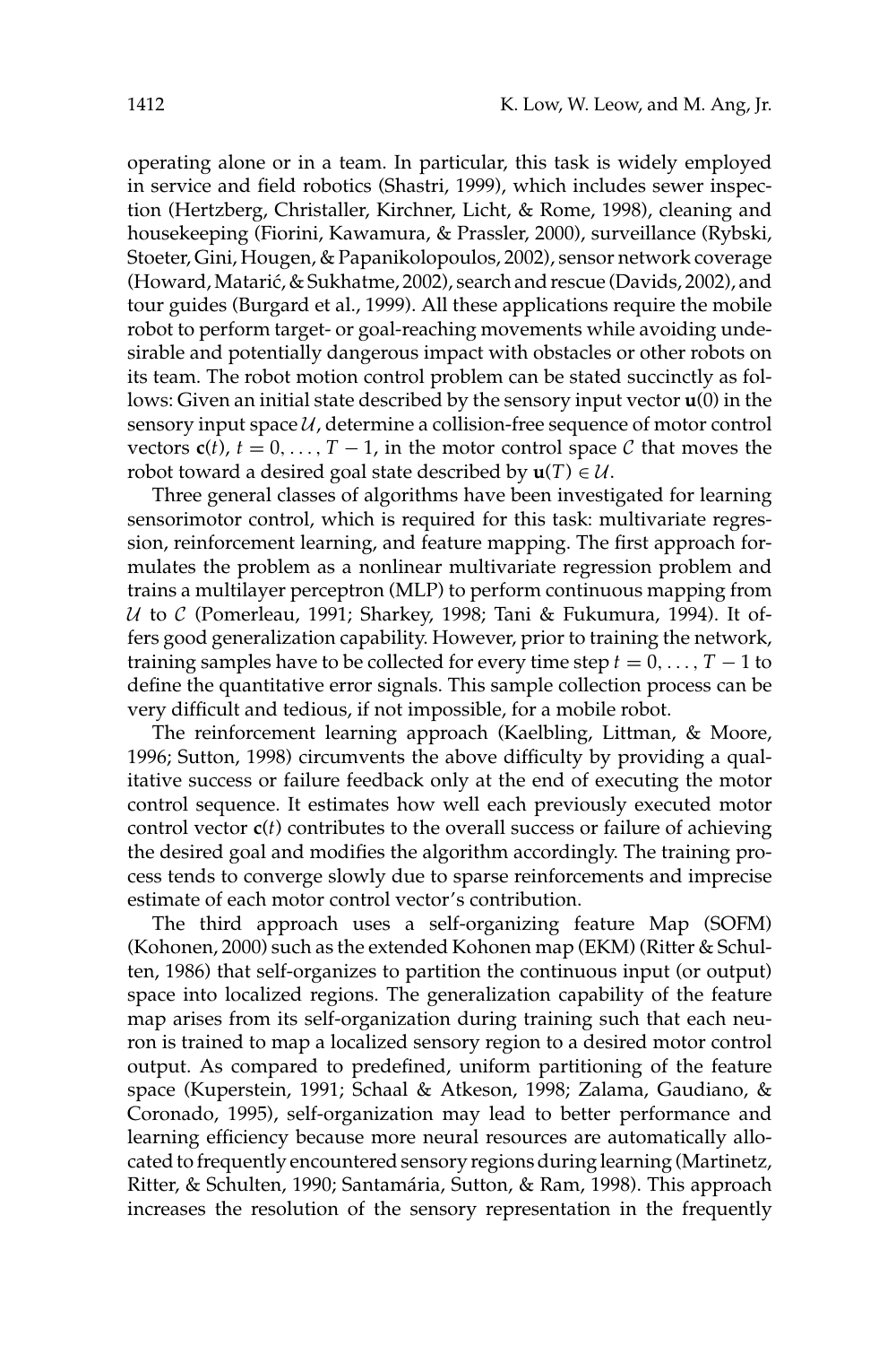operating alone or in a team. In particular, this task is widely employed in service and field robotics (Shastri, 1999), which includes sewer inspection (Hertzberg, Christaller, Kirchner, Licht, & Rome, 1998), cleaning and housekeeping (Fiorini, Kawamura, & Prassler, 2000), surveillance (Rybski, Stoeter, Gini, Hougen, & Papanikolopoulos, 2002), sensor network coverage (Howard, Matarić, & Sukhatme, 2002), search and rescue (Davids, 2002), and tour guides (Burgard et al., 1999). All these applications require the mobile robot to perform target- or goal-reaching movements while avoiding undesirable and potentially dangerous impact with obstacles or other robots on its team. The robot motion control problem can be stated succinctly as follows: Given an initial state described by the sensory input vector $\mathbf{u}(0)$ in the sensory input space $\mathcal{U}$, determine a collision-free sequence of motor control vectors $\mathbf{c}(t)$, $t = 0, \ldots, T-1$, in the motor control space $\mathcal{C}$ that moves the robot toward a desired goal state described by $\mathbf{u}(T) \in \mathcal{U}$.

Three general classes of algorithms have been investigated for learning sensorimotor control, which is required for this task: multivariate regression, reinforcement learning, and feature mapping. The first approach formulates the problem as a nonlinear multivariate regression problem and trains a multilayer perceptron (MLP) to perform continuous mapping from $\mathcal{U}$ to $\mathcal{C}$ (Pomerleau, 1991; Sharkey, 1998; Tani & Fukumura, 1994). It offers good generalization capability. However, prior to training the network, training samples have to be collected for every time step $t = 0, \ldots, T-1$ to define the quantitative error signals. This sample collection process can be very difficult and tedious, if not impossible, for a mobile robot.

The reinforcement learning approach (Kaelbling, Littman, & Moore, 1996; Sutton, 1998) circumvents the above difficulty by providing a qualitative success or failure feedback only at the end of executing the motor control sequence. It estimates how well each previously executed motor control vector $\mathbf{c}(t)$ contributes to the overall success or failure of achieving the desired goal and modifies the algorithm accordingly. The training process tends to converge slowly due to sparse reinforcements and imprecise estimate of each motor control vector's contribution.

The third approach uses a self-organizing feature Map (SOFM) (Kohonen, 2000) such as the extended Kohonen map (EKM) (Ritter & Schulten, 1986) that self-organizes to partition the continuous input (or output) space into localized regions. The generalization capability of the feature map arises from its self-organization during training such that each neuron is trained to map a localized sensory region to a desired motor control output. As compared to predefined, uniform partitioning of the feature space (Kuperstein, 1991; Schaal & Atkeson, 1998; Zalama, Gaudiano, & Coronado, 1995), self-organization may lead to better performance and learning efficiency because more neural resources are automatically allocated to frequently encountered sensory regions during learning (Martinetz, Ritter, & Schulten, 1990; Santamária, Sutton, & Ram, 1998). This approach increases the resolution of the sensory representation in the frequently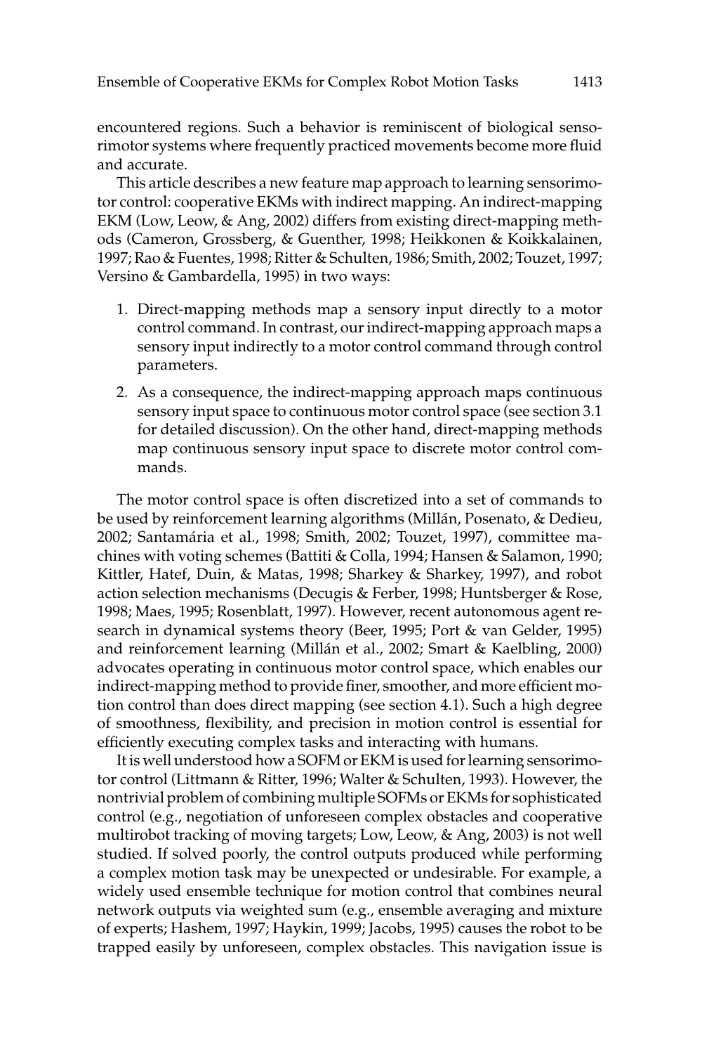encountered regions. Such a behavior is reminiscent of biological sensorimotor systems where frequently practiced movements become more fluid and accurate.

This article describes a new feature map approach to learning sensorimotor control: cooperative EKMs with indirect mapping. An indirect-mapping EKM (Low, Leow, & Ang, 2002) differs from existing direct-mapping methods (Cameron, Grossberg, & Guenther, 1998; Heikkonen & Koikkalainen, 1997; Rao & Fuentes, 1998; Ritter & Schulten, 1986; Smith, 2002; Touzet, 1997; Versino & Gambardella, 1995) in two ways:

1. Direct-mapping methods map a sensory input directly to a motor control command. In contrast, our indirect-mapping approach maps a sensory input indirectly to a motor control command through control parameters.
2. As a consequence, the indirect-mapping approach maps continuous sensory input space to continuous motor control space (see section 3.1 for detailed discussion). On the other hand, direct-mapping methods map continuous sensory input space to discrete motor control commands.

The motor control space is often discretized into a set of commands to be used by reinforcement learning algorithms (Millán, Posenato, & Dedieu, 2002; Santamária et al., 1998; Smith, 2002; Touzet, 1997), committee machines with voting schemes (Battiti & Colla, 1994; Hansen & Salamon, 1990; Kittler, Hatef, Duin, & Matas, 1998; Sharkey & Sharkey, 1997), and robot action selection mechanisms (Decugis & Ferber, 1998; Huntsberger & Rose, 1998; Maes, 1995; Rosenblatt, 1997). However, recent autonomous agent research in dynamical systems theory (Beer, 1995; Port & van Gelder, 1995) and reinforcement learning (Millán et al., 2002; Smart & Kaelbling, 2000) advocates operating in continuous motor control space, which enables our indirect-mapping method to provide finer, smoother, and more efficient motion control than does direct mapping (see section 4.1). Such a high degree of smoothness, flexibility, and precision in motion control is essential for efficiently executing complex tasks and interacting with humans.

It is well understood how a SOFM or EKM is used for learning sensorimotor control (Littmann & Ritter, 1996; Walter & Schulten, 1993). However, the nontrivial problem of combining multiple SOFMs or EKMs for sophisticated control (e.g., negotiation of unforeseen complex obstacles and cooperative multirobot tracking of moving targets; Low, Leow, & Ang, 2003) is not well studied. If solved poorly, the control outputs produced while performing a complex motion task may be unexpected or undesirable. For example, a widely used ensemble technique for motion control that combines neural network outputs via weighted sum (e.g., ensemble averaging and mixture of experts; Hashem, 1997; Haykin, 1999; Jacobs, 1995) causes the robot to be trapped easily by unforeseen, complex obstacles. This navigation issue is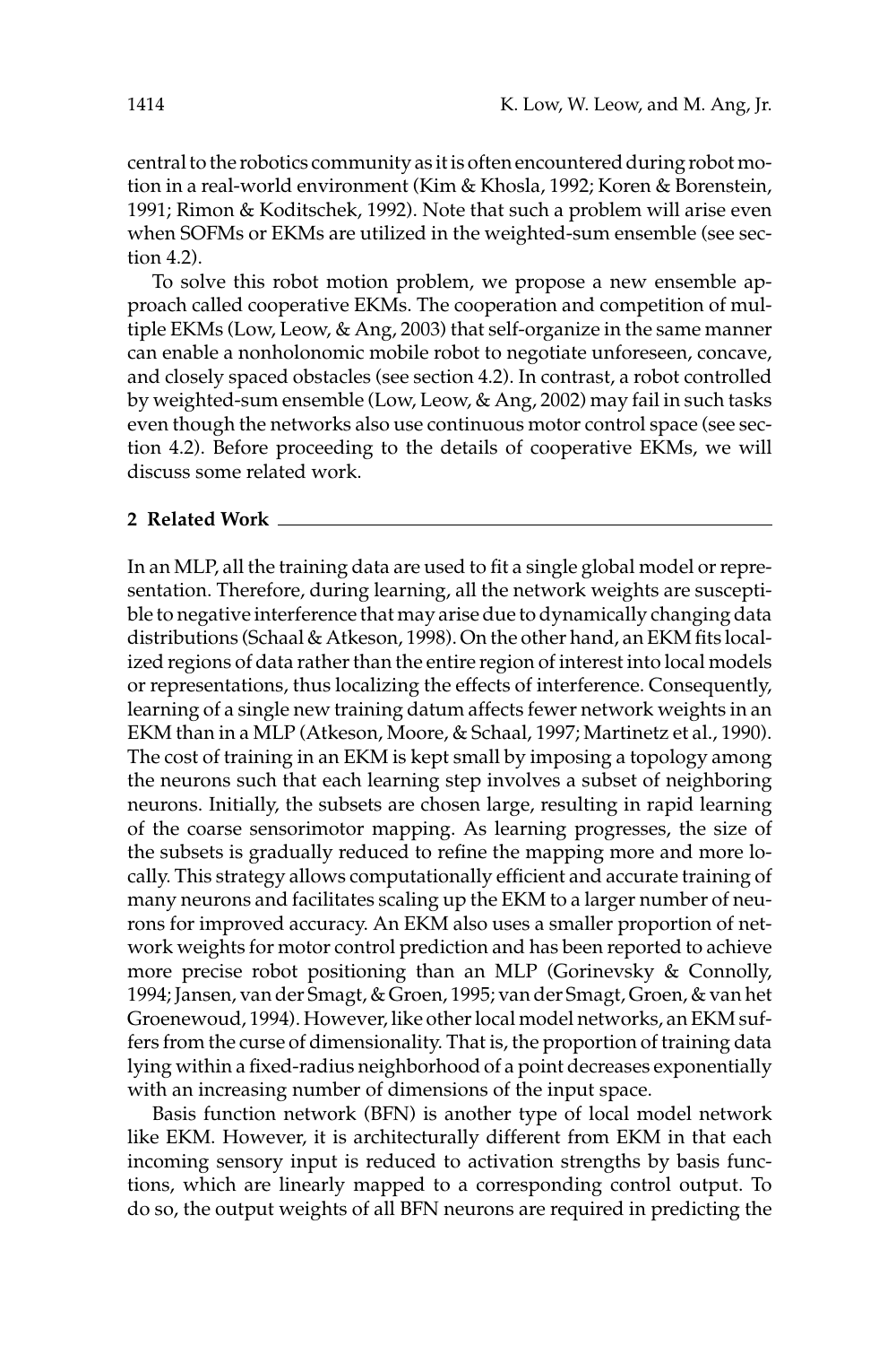central to the robotics community as it is often encountered during robot motion in a real-world environment (Kim & Khosla, 1992; Koren & Borenstein, 1991; Rimon & Koditschek, 1992). Note that such a problem will arise even when SOFMs or EKMs are utilized in the weighted-sum ensemble (see section 4.2).

To solve this robot motion problem, we propose a new ensemble approach called cooperative EKMs. The cooperation and competition of multiple EKMs (Low, Leow, & Ang, 2003) that self-organize in the same manner can enable a nonholonomic mobile robot to negotiate unforeseen, concave, and closely spaced obstacles (see section 4.2). In contrast, a robot controlled by weighted-sum ensemble (Low, Leow, & Ang, 2002) may fail in such tasks even though the networks also use continuous motor control space (see section 4.2). Before proceeding to the details of cooperative EKMs, we will discuss some related work.

## 2 Related Work

In an MLP, all the training data are used to fit a single global model or representation. Therefore, during learning, all the network weights are susceptible to negative interference that may arise due to dynamically changing data distributions (Schaal & Atkeson, 1998). On the other hand, an EKM fits localized regions of data rather than the entire region of interest into local models or representations, thus localizing the effects of interference. Consequently, learning of a single new training datum affects fewer network weights in an EKM than in a MLP (Atkeson, Moore, & Schaal, 1997; Martinetz et al., 1990). The cost of training in an EKM is kept small by imposing a topology among the neurons such that each learning step involves a subset of neighboring neurons. Initially, the subsets are chosen large, resulting in rapid learning of the coarse sensorimotor mapping. As learning progresses, the size of the subsets is gradually reduced to refine the mapping more and more locally. This strategy allows computationally efficient and accurate training of many neurons and facilitates scaling up the EKM to a larger number of neurons for improved accuracy. An EKM also uses a smaller proportion of network weights for motor control prediction and has been reported to achieve more precise robot positioning than an MLP (Gorinevsky & Connolly, 1994; Jansen, van der Smagt, & Groen, 1995; van der Smagt, Groen, & van het Groenewoud, 1994). However, like other local model networks, an EKM suffers from the curse of dimensionality. That is, the proportion of training data lying within a fixed-radius neighborhood of a point decreases exponentially with an increasing number of dimensions of the input space.

Basis function network (BFN) is another type of local model network like EKM. However, it is architecturally different from EKM in that each incoming sensory input is reduced to activation strengths by basis functions, which are linearly mapped to a corresponding control output. To do so, the output weights of all BFN neurons are required in predicting the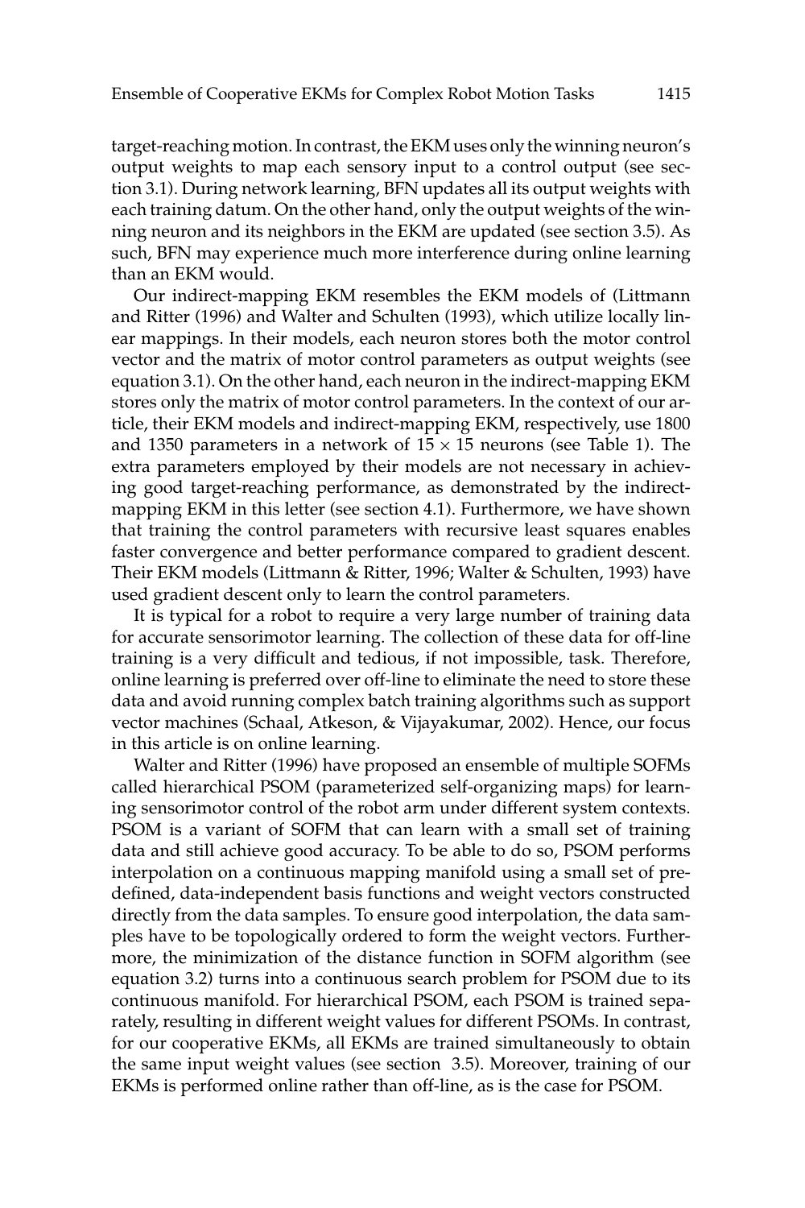target-reaching motion. In contrast, the EKM uses only the winning neuron's output weights to map each sensory input to a control output (see section 3.1). During network learning, BFN updates all its output weights with each training datum. On the other hand, only the output weights of the winning neuron and its neighbors in the EKM are updated (see section 3.5). As such, BFN may experience much more interference during online learning than an EKM would.

Our indirect-mapping EKM resembles the EKM models of (Littmann and Ritter (1996) and Walter and Schulten (1993), which utilize locally linear mappings. In their models, each neuron stores both the motor control vector and the matrix of motor control parameters as output weights (see equation 3.1). On the other hand, each neuron in the indirect-mapping EKM stores only the matrix of motor control parameters. In the context of our article, their EKM models and indirect-mapping EKM, respectively, use 1800 and 1350 parameters in a network of $15 \times 15$ neurons (see Table 1). The extra parameters employed by their models are not necessary in achieving good target-reaching performance, as demonstrated by the indirect-mapping EKM in this letter (see section 4.1). Furthermore, we have shown that training the control parameters with recursive least squares enables faster convergence and better performance compared to gradient descent. Their EKM models (Littmann & Ritter, 1996; Walter & Schulten, 1993) have used gradient descent only to learn the control parameters.

It is typical for a robot to require a very large number of training data for accurate sensorimotor learning. The collection of these data for off-line training is a very difficult and tedious, if not impossible, task. Therefore, online learning is preferred over off-line to eliminate the need to store these data and avoid running complex batch training algorithms such as support vector machines (Schaal, Atkeson, & Vijayakumar, 2002). Hence, our focus in this article is on online learning.

Walter and Ritter (1996) have proposed an ensemble of multiple SOFMs called hierarchical PSOM (parameterized self-organizing maps) for learning sensorimotor control of the robot arm under different system contexts. PSOM is a variant of SOFM that can learn with a small set of training data and still achieve good accuracy. To be able to do so, PSOM performs interpolation on a continuous mapping manifold using a small set of predefined, data-independent basis functions and weight vectors constructed directly from the data samples. To ensure good interpolation, the data samples have to be topologically ordered to form the weight vectors. Furthermore, the minimization of the distance function in SOFM algorithm (see equation 3.2) turns into a continuous search problem for PSOM due to its continuous manifold. For hierarchical PSOM, each PSOM is trained separately, resulting in different weight values for different PSOMs. In contrast, for our cooperative EKMs, all EKMs are trained simultaneously to obtain the same input weight values (see section 3.5). Moreover, training of our EKMs is performed online rather than off-line, as is the case for PSOM.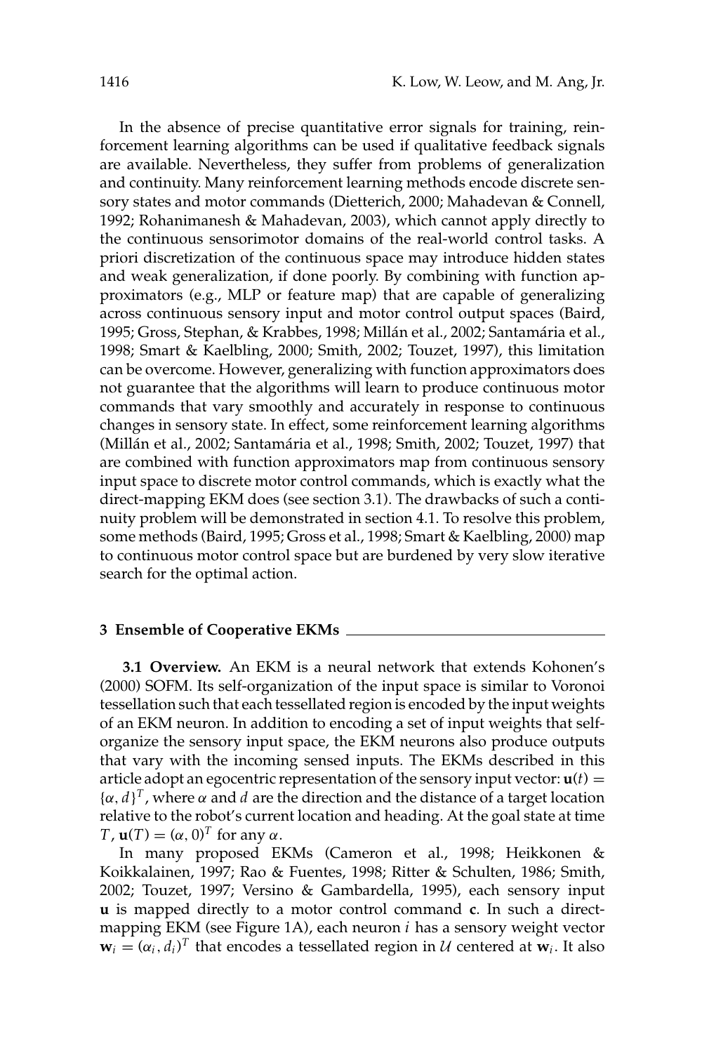In the absence of precise quantitative error signals for training, reinforcement learning algorithms can be used if qualitative feedback signals are available. Nevertheless, they suffer from problems of generalization and continuity. Many reinforcement learning methods encode discrete sensory states and motor commands (Dietterich, 2000; Mahadevan & Connell, 1992; Rohanimanesh & Mahadevan, 2003), which cannot apply directly to the continuous sensorimotor domains of the real-world control tasks. A priori discretization of the continuous space may introduce hidden states and weak generalization, if done poorly. By combining with function approximators (e.g., MLP or feature map) that are capable of generalizing across continuous sensory input and motor control output spaces (Baird, 1995; Gross, Stephan, & Krabbes, 1998; Millán et al., 2002; Santamária et al., 1998; Smart & Kaelbling, 2000; Smith, 2002; Touzet, 1997), this limitation can be overcome. However, generalizing with function approximators does not guarantee that the algorithms will learn to produce continuous motor commands that vary smoothly and accurately in response to continuous changes in sensory state. In effect, some reinforcement learning algorithms (Millán et al., 2002; Santamária et al., 1998; Smith, 2002; Touzet, 1997) that are combined with function approximators map from continuous sensory input space to discrete motor control commands, which is exactly what the direct-mapping EKM does (see section 3.1). The drawbacks of such a continuity problem will be demonstrated in section 4.1. To resolve this problem, some methods (Baird, 1995; Gross et al., 1998; Smart & Kaelbling, 2000) map to continuous motor control space but are burdened by very slow iterative search for the optimal action.

## 3 Ensemble of Cooperative EKMs

**3.1 Overview.** An EKM is a neural network that extends Kohonen's (2000) SOFM. Its self-organization of the input space is similar to Voronoi tessellation such that each tessellated region is encoded by the input weights of an EKM neuron. In addition to encoding a set of input weights that self-organize the sensory input space, the EKM neurons also produce outputs that vary with the incoming sensed inputs. The EKMs described in this article adopt an egocentric representation of the sensory input vector: $\mathbf{u}(t) = \{\alpha, d\}^T$, where $\alpha$ and $d$ are the direction and the distance of a target location relative to the robot's current location and heading. At the goal state at time $T$, $\mathbf{u}(T) = (\alpha, 0)^T$ for any $\alpha$.

In many proposed EKMs (Cameron et al., 1998; Heikkonen & Koikkalainen, 1997; Rao & Fuentes, 1998; Ritter & Schulten, 1986; Smith, 2002; Touzet, 1997; Versino & Gambardella, 1995), each sensory input $\mathbf{u}$ is mapped directly to a motor control command $\mathbf{c}$. In such a direct-mapping EKM (see Figure 1A), each neuron $i$ has a sensory weight vector $\mathbf{w}_i = (\alpha_i, d_i)^T$ that encodes a tessellated region in $\mathcal{U}$ centered at $\mathbf{w}_i$. It also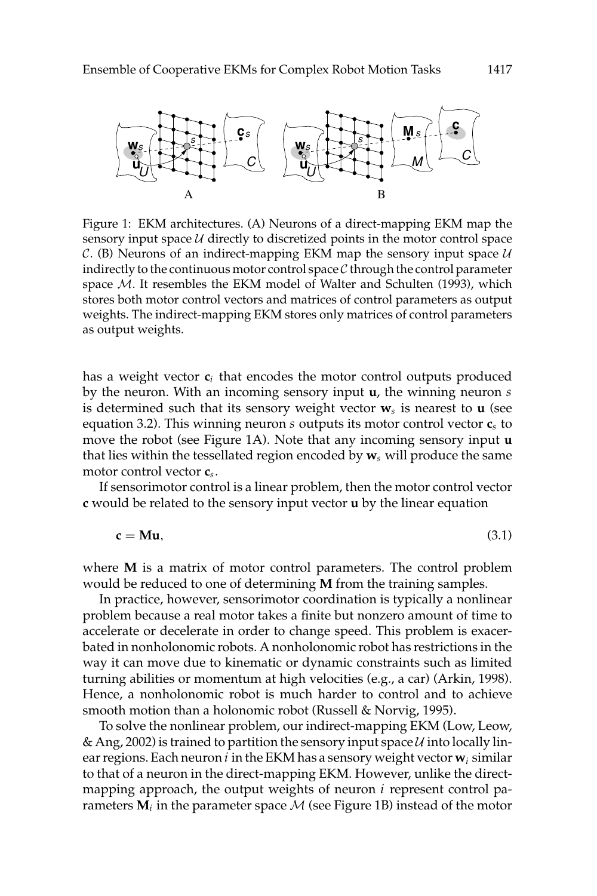Figure 1: EKM architectures. (A) Neurons of a direct-mapping EKM map the sensory input space $\mathcal{U}$ directly to discretized points in the motor control space $\mathcal{C}$. (B) Neurons of an indirect-mapping EKM map the sensory input space $\mathcal{U}$ indirectly to the continuous motor control space $\mathcal{C}$ through the control parameter space $\mathcal{M}$. It resembles the EKM model of Walter and Schulten (1993), which stores both motor control vectors and matrices of control parameters as output weights. The indirect-mapping EKM stores only matrices of control parameters as output weights.

has a weight vector $\mathbf{c}_i$ that encodes the motor control outputs produced by the neuron. With an incoming sensory input $\mathbf{u}$, the winning neuron $s$ is determined such that its sensory weight vector $\mathbf{w}_s$ is nearest to $\mathbf{u}$ (see equation 3.2). This winning neuron $s$ outputs its motor control vector $\mathbf{c}_s$ to move the robot (see Figure 1A). Note that any incoming sensory input $\mathbf{u}$ that lies within the tessellated region encoded by $\mathbf{w}_s$ will produce the same motor control vector $\mathbf{c}_s$.

If sensorimotor control is a linear problem, then the motor control vector $\mathbf{c}$ would be related to the sensory input vector $\mathbf{u}$ by the linear equation

$$\mathbf{c} = \mathbf{M}\mathbf{u}, \tag{3.1}$$

where $\mathbf{M}$ is a matrix of motor control parameters. The control problem would be reduced to one of determining $\mathbf{M}$ from the training samples.

In practice, however, sensorimotor coordination is typically a nonlinear problem because a real motor takes a finite but nonzero amount of time to accelerate or decelerate in order to change speed. This problem is exacerbated in nonholonomic robots. A nonholonomic robot has restrictions in the way it can move due to kinematic or dynamic constraints such as limited turning abilities or momentum at high velocities (e.g., a car) (Arkin, 1998). Hence, a nonholonomic robot is much harder to control and to achieve smooth motion than a holonomic robot (Russell & Norvig, 1995).

To solve the nonlinear problem, our indirect-mapping EKM (Low, Leow, & Ang, 2002) is trained to partition the sensory input space $\mathcal{U}$ into locally linear regions. Each neuron $i$ in the EKM has a sensory weight vector $\mathbf{w}_i$ similar to that of a neuron in the direct-mapping EKM. However, unlike the direct-mapping approach, the output weights of neuron $i$ represent control parameters $\mathbf{M}_i$ in the parameter space $\mathcal{M}$ (see Figure 1B) instead of the motor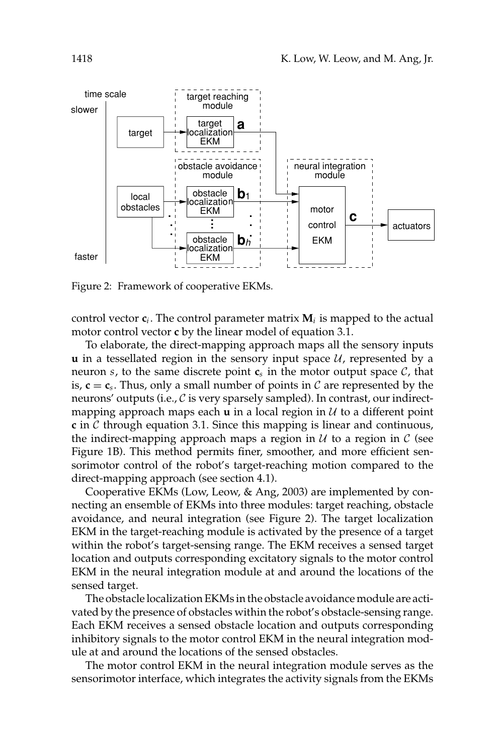Figure 2: Framework of cooperative EKMs.

control vector $\mathbf{c}_i$. The control parameter matrix $\mathbf{M}_i$ is mapped to the actual motor control vector $\mathbf{c}$ by the linear model of equation 3.1.

To elaborate, the direct-mapping approach maps all the sensory inputs $\mathbf{u}$ in a tessellated region in the sensory input space $\mathcal{U}$, represented by a neuron $s$, to the same discrete point $\mathbf{c}_s$ in the motor output space $\mathcal{C}$, that is, $\mathbf{c} = \mathbf{c}_s$. Thus, only a small number of points in $\mathcal{C}$ are represented by the neurons' outputs (i.e., $\mathcal{C}$ is very sparsely sampled). In contrast, our indirect-mapping approach maps each $\mathbf{u}$ in a local region in $\mathcal{U}$ to a different point $\mathbf{c}$ in $\mathcal{C}$ through equation 3.1. Since this mapping is linear and continuous, the indirect-mapping approach maps a region in $\mathcal{U}$ to a region in $\mathcal{C}$ (see Figure 1B). This method permits finer, smoother, and more efficient sensorimotor control of the robot's target-reaching motion compared to the direct-mapping approach (see section 4.1).

Cooperative EKMs (Low, Leow, & Ang, 2003) are implemented by connecting an ensemble of EKMs into three modules: target reaching, obstacle avoidance, and neural integration (see Figure 2). The target localization EKM in the target-reaching module is activated by the presence of a target within the robot's target-sensing range. The EKM receives a sensed target location and outputs corresponding excitatory signals to the motor control EKM in the neural integration module at and around the locations of the sensed target.

The obstacle localization EKMs in the obstacle avoidance module are activated by the presence of obstacles within the robot's obstacle-sensing range. Each EKM receives a sensed obstacle location and outputs corresponding inhibitory signals to the motor control EKM in the neural integration module at and around the locations of the sensed obstacles.

The motor control EKM in the neural integration module serves as the sensorimotor interface, which integrates the activity signals from the EKMs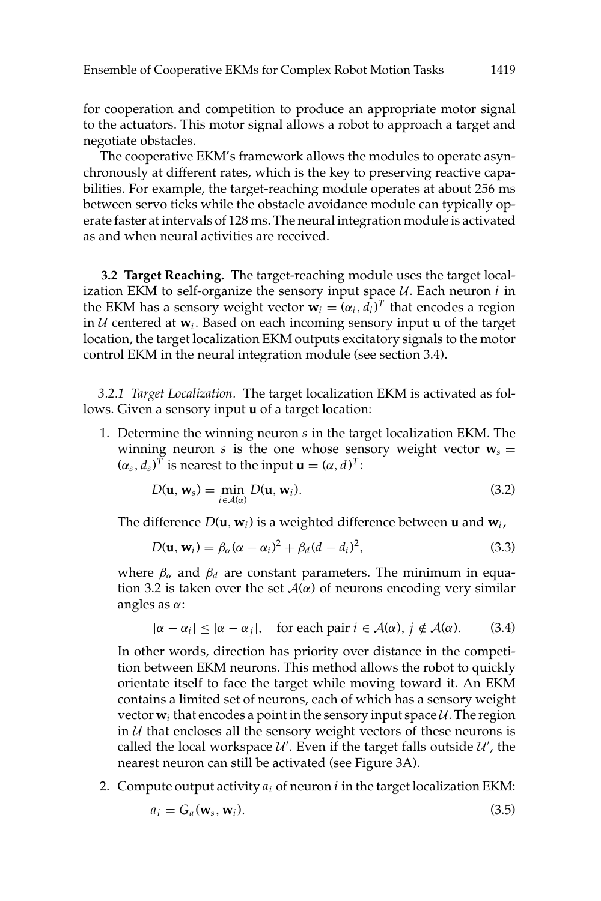for cooperation and competition to produce an appropriate motor signal to the actuators. This motor signal allows a robot to approach a target and negotiate obstacles.

The cooperative EKM's framework allows the modules to operate asynchronously at different rates, which is the key to preserving reactive capabilities. For example, the target-reaching module operates at about 256 ms between servo ticks while the obstacle avoidance module can typically operate faster at intervals of 128 ms. The neural integration module is activated as and when neural activities are received.

### 3.2 Target Reaching.

The target-reaching module uses the target localization EKM to self-organize the sensory input space $\mathcal{U}$. Each neuron $i$ in the EKM has a sensory weight vector $\mathbf{w}_i = (\alpha_i, d_i)^T$ that encodes a region in $\mathcal{U}$ centered at $\mathbf{w}_i$. Based on each incoming sensory input $\mathbf{u}$ of the target location, the target localization EKM outputs excitatory signals to the motor control EKM in the neural integration module (see section 3.4).

#### *3.2.1 Target Localization.*

The target localization EKM is activated as follows. Given a sensory input $\mathbf{u}$ of a target location:

1. Determine the winning neuron $s$ in the target localization EKM. The winning neuron $s$ is the one whose sensory weight vector $\mathbf{w}_s = (\alpha_s, d_s)^T$ is nearest to the input $\mathbf{u} = (\alpha, d)^T$:

   $$D(\mathbf{u}, \mathbf{w}_s) = \min_{i \in \mathcal{A}(\alpha)} D(\mathbf{u}, \mathbf{w}_i). \tag{3.2}$$

   The difference $D(\mathbf{u}, \mathbf{w}_i)$ is a weighted difference between $\mathbf{u}$ and $\mathbf{w}_i$,

   $$D(\mathbf{u}, \mathbf{w}_i) = \beta_\alpha(\alpha - \alpha_i)^2 + \beta_d(d - d_i)^2, \tag{3.3}$$

   where $\beta_\alpha$ and $\beta_d$ are constant parameters. The minimum in equation 3.2 is taken over the set $\mathcal{A}(\alpha)$ of neurons encoding very similar angles as $\alpha$:

   $$|\alpha - \alpha_i| \leq |\alpha - \alpha_j|, \quad \text{for each pair } i \in \mathcal{A}(\alpha),\ j \notin \mathcal{A}(\alpha). \tag{3.4}$$

   In other words, direction has priority over distance in the competition between EKM neurons. This method allows the robot to quickly orientate itself to face the target while moving toward it. An EKM contains a limited set of neurons, each of which has a sensory weight vector $\mathbf{w}_i$ that encodes a point in the sensory input space $\mathcal{U}$. The region in $\mathcal{U}$ that encloses all the sensory weight vectors of these neurons is called the local workspace $\mathcal{U}'$. Even if the target falls outside $\mathcal{U}'$, the nearest neuron can still be activated (see Figure 3A).

2. Compute output activity $a_i$ of neuron $i$ in the target localization EKM:

   $$a_i = G_a(\mathbf{w}_s, \mathbf{w}_i). \tag{3.5}$$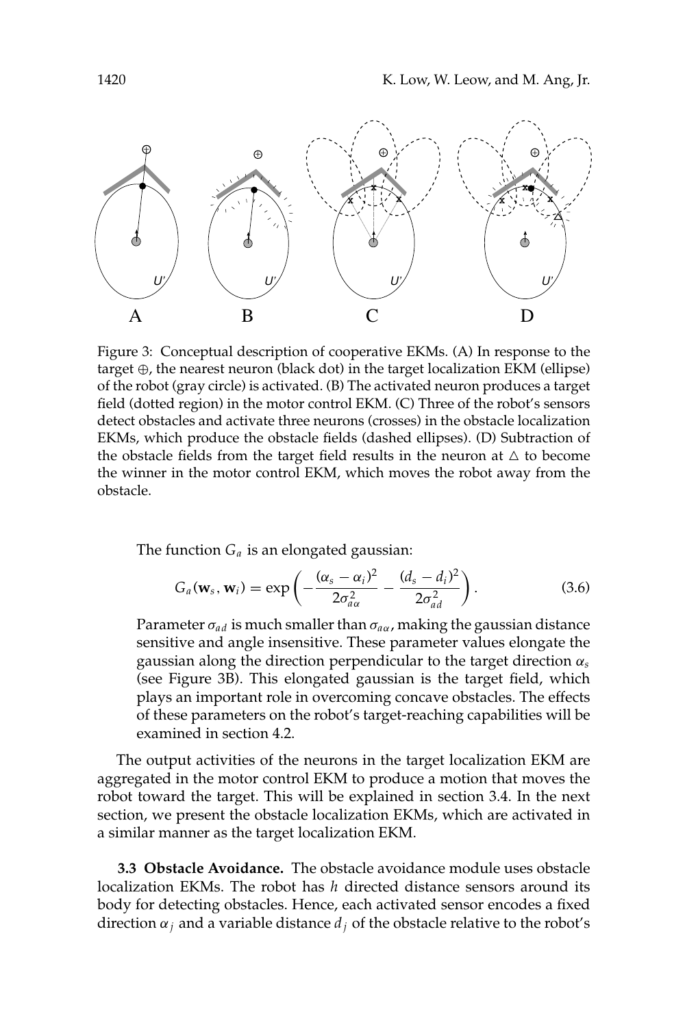Figure 3: Conceptual description of cooperative EKMs. (A) In response to the target ⊕, the nearest neuron (black dot) in the target localization EKM (ellipse) of the robot (gray circle) is activated. (B) The activated neuron produces a target field (dotted region) in the motor control EKM. (C) Three of the robot's sensors detect obstacles and activate three neurons (crosses) in the obstacle localization EKMs, which produce the obstacle fields (dashed ellipses). (D) Subtraction of the obstacle fields from the target field results in the neuron at △ to become the winner in the motor control EKM, which moves the robot away from the obstacle.

The function $G_a$ is an elongated gaussian:

$$G_a(\mathbf{w}_s, \mathbf{w}_i) = \exp\left(-\frac{(\alpha_s - \alpha_i)^2}{2\sigma_{a\alpha}^2} - \frac{(d_s - d_i)^2}{2\sigma_{ad}^2}\right). \tag{3.6}$$

Parameter $\sigma_{ad}$ is much smaller than $\sigma_{a\alpha}$, making the gaussian distance sensitive and angle insensitive. These parameter values elongate the gaussian along the direction perpendicular to the target direction $\alpha_s$ (see Figure 3B). This elongated gaussian is the target field, which plays an important role in overcoming concave obstacles. The effects of these parameters on the robot's target-reaching capabilities will be examined in section 4.2.

The output activities of the neurons in the target localization EKM are aggregated in the motor control EKM to produce a motion that moves the robot toward the target. This will be explained in section 3.4. In the next section, we present the obstacle localization EKMs, which are activated in a similar manner as the target localization EKM.

**3.3 Obstacle Avoidance.** The obstacle avoidance module uses obstacle localization EKMs. The robot has $h$ directed distance sensors around its body for detecting obstacles. Hence, each activated sensor encodes a fixed direction $\alpha_j$ and a variable distance $d_j$ of the obstacle relative to the robot's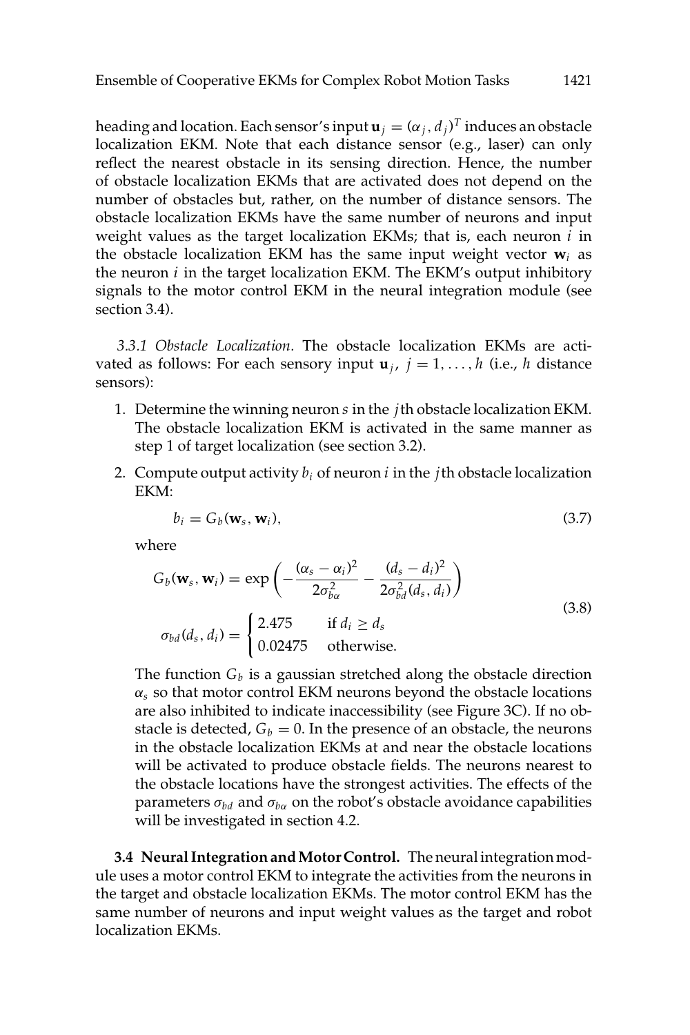heading and location. Each sensor's input $\mathbf{u}_j = (\alpha_j, d_j)^T$ induces an obstacle localization EKM. Note that each distance sensor (e.g., laser) can only reflect the nearest obstacle in its sensing direction. Hence, the number of obstacle localization EKMs that are activated does not depend on the number of obstacles but, rather, on the number of distance sensors. The obstacle localization EKMs have the same number of neurons and input weight values as the target localization EKMs; that is, each neuron $i$ in the obstacle localization EKM has the same input weight vector $\mathbf{w}_i$ as the neuron $i$ in the target localization EKM. The EKM's output inhibitory signals to the motor control EKM in the neural integration module (see section 3.4).

*3.3.1 Obstacle Localization.* The obstacle localization EKMs are activated as follows: For each sensory input $\mathbf{u}_j$, $j = 1, \ldots, h$ (i.e., $h$ distance sensors):

1. Determine the winning neuron $s$ in the $j$th obstacle localization EKM. The obstacle localization EKM is activated in the same manner as step 1 of target localization (see section 3.2).

2. Compute output activity $b_i$ of neuron $i$ in the $j$th obstacle localization EKM:

$$b_i = G_b(\mathbf{w}_s, \mathbf{w}_i), \tag{3.7}$$

where

$$G_b(\mathbf{w}_s, \mathbf{w}_i) = \exp\left(-\frac{(\alpha_s - \alpha_i)^2}{2\sigma_{b\alpha}^2} - \frac{(d_s - d_i)^2}{2\sigma_{bd}^2(d_s, d_i)}\right)$$
$$\sigma_{bd}(d_s, d_i) = \begin{cases} 2.475 & \text{if } d_i \geq d_s \\ 0.02475 & \text{otherwise.} \end{cases} \tag{3.8}$$

The function $G_b$ is a gaussian stretched along the obstacle direction $\alpha_s$ so that motor control EKM neurons beyond the obstacle locations are also inhibited to indicate inaccessibility (see Figure 3C). If no obstacle is detected, $G_b = 0$. In the presence of an obstacle, the neurons in the obstacle localization EKMs at and near the obstacle locations will be activated to produce obstacle fields. The neurons nearest to the obstacle locations have the strongest activities. The effects of the parameters $\sigma_{bd}$ and $\sigma_{b\alpha}$ on the robot's obstacle avoidance capabilities will be investigated in section 4.2.

**3.4 Neural Integration and Motor Control.** The neural integration module uses a motor control EKM to integrate the activities from the neurons in the target and obstacle localization EKMs. The motor control EKM has the same number of neurons and input weight values as the target and robot localization EKMs.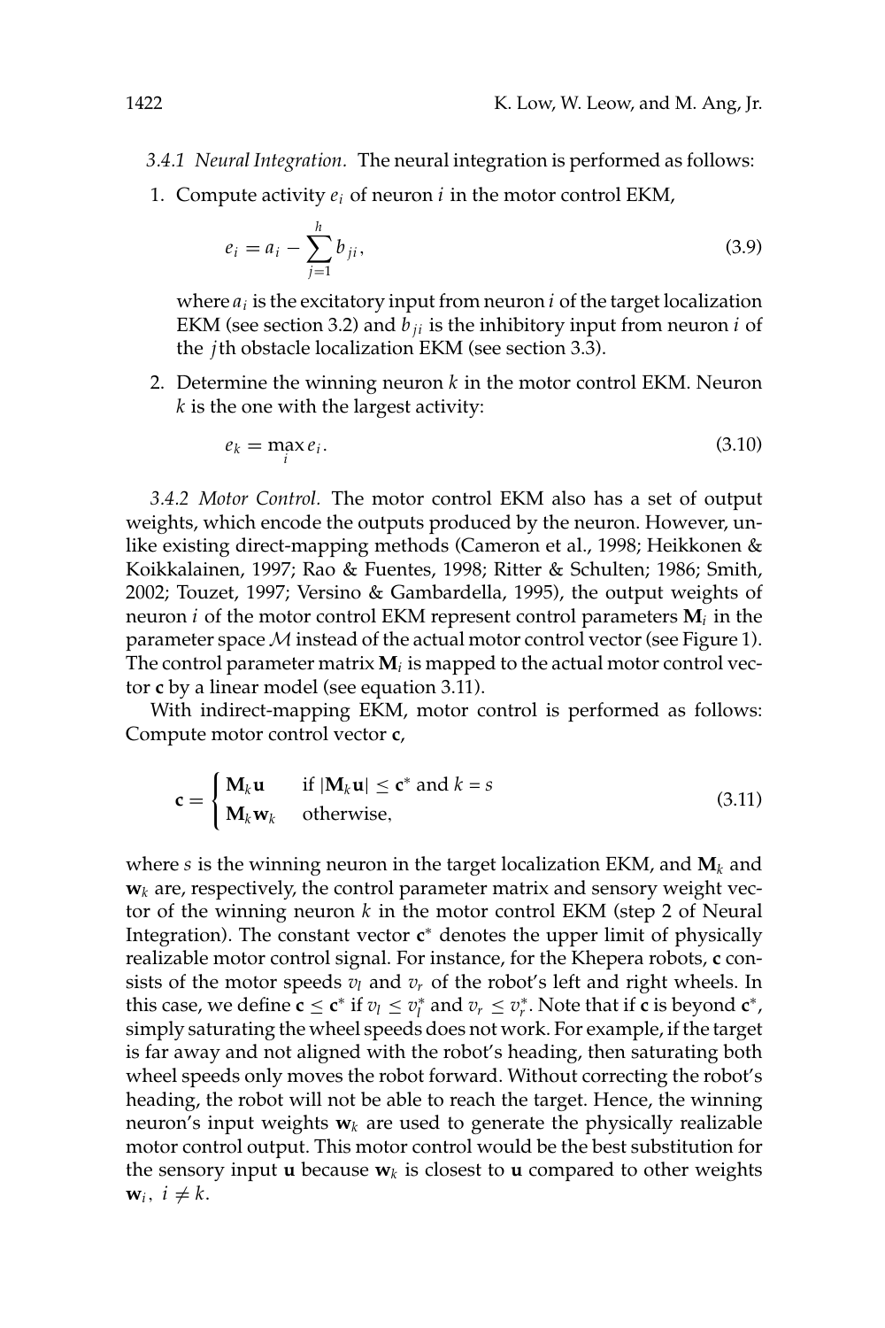*3.4.1 Neural Integration.* The neural integration is performed as follows:

1. Compute activity $e_i$ of neuron $i$ in the motor control EKM,

$$e_i = a_i - \sum_{j=1}^{h} b_{ji}, \tag{3.9}$$

where $a_i$ is the excitatory input from neuron $i$ of the target localization EKM (see section 3.2) and $b_{ji}$ is the inhibitory input from neuron $i$ of the $j$th obstacle localization EKM (see section 3.3).

2. Determine the winning neuron $k$ in the motor control EKM. Neuron $k$ is the one with the largest activity:

$$e_k = \max_i e_i. \tag{3.10}$$

*3.4.2 Motor Control.* The motor control EKM also has a set of output weights, which encode the outputs produced by the neuron. However, unlike existing direct-mapping methods (Cameron et al., 1998; Heikkonen & Koikkalainen, 1997; Rao & Fuentes, 1998; Ritter & Schulten; 1986; Smith, 2002; Touzet, 1997; Versino & Gambardella, 1995), the output weights of neuron $i$ of the motor control EKM represent control parameters $\mathbf{M}_i$ in the parameter space $\mathcal{M}$ instead of the actual motor control vector (see Figure 1). The control parameter matrix $\mathbf{M}_i$ is mapped to the actual motor control vector $\mathbf{c}$ by a linear model (see equation 3.11).

With indirect-mapping EKM, motor control is performed as follows: Compute motor control vector $\mathbf{c}$,

$$\mathbf{c} = \begin{cases} \mathbf{M}_k \mathbf{u} & \text{if } |\mathbf{M}_k \mathbf{u}| \leq \mathbf{c}^* \text{ and } k = s \\ \mathbf{M}_k \mathbf{w}_k & \text{otherwise,} \end{cases} \tag{3.11}$$

where $s$ is the winning neuron in the target localization EKM, and $\mathbf{M}_k$ and $\mathbf{w}_k$ are, respectively, the control parameter matrix and sensory weight vector of the winning neuron $k$ in the motor control EKM (step 2 of Neural Integration). The constant vector $\mathbf{c}^*$ denotes the upper limit of physically realizable motor control signal. For instance, for the Khepera robots, $\mathbf{c}$ consists of the motor speeds $v_l$ and $v_r$ of the robot's left and right wheels. In this case, we define $\mathbf{c} \leq \mathbf{c}^*$ if $v_l \leq v_l^*$ and $v_r \leq v_r^*$. Note that if $\mathbf{c}$ is beyond $\mathbf{c}^*$, simply saturating the wheel speeds does not work. For example, if the target is far away and not aligned with the robot's heading, then saturating both wheel speeds only moves the robot forward. Without correcting the robot's heading, the robot will not be able to reach the target. Hence, the winning neuron's input weights $\mathbf{w}_k$ are used to generate the physically realizable motor control output. This motor control would be the best substitution for the sensory input $\mathbf{u}$ because $\mathbf{w}_k$ is closest to $\mathbf{u}$ compared to other weights $\mathbf{w}_i$, $i \neq k$.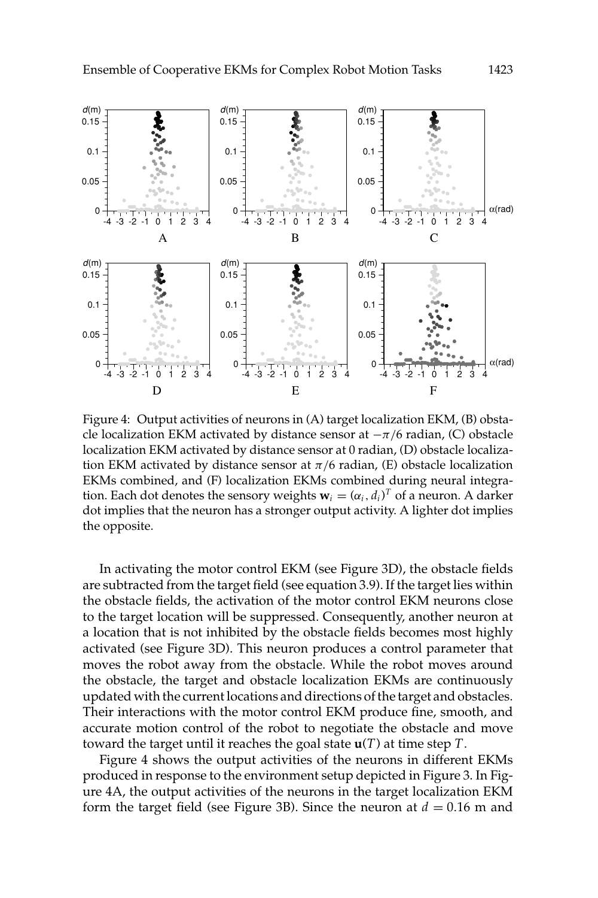Figure 4: Output activities of neurons in (A) target localization EKM, (B) obstacle localization EKM activated by distance sensor at $-\pi/6$ radian, (C) obstacle localization EKM activated by distance sensor at 0 radian, (D) obstacle localization EKM activated by distance sensor at $\pi/6$ radian, (E) obstacle localization EKMs combined, and (F) localization EKMs combined during neural integration. Each dot denotes the sensory weights $\mathbf{w}_i = (\alpha_i, d_i)^T$ of a neuron. A darker dot implies that the neuron has a stronger output activity. A lighter dot implies the opposite.

In activating the motor control EKM (see Figure 3D), the obstacle fields are subtracted from the target field (see equation 3.9). If the target lies within the obstacle fields, the activation of the motor control EKM neurons close to the target location will be suppressed. Consequently, another neuron at a location that is not inhibited by the obstacle fields becomes most highly activated (see Figure 3D). This neuron produces a control parameter that moves the robot away from the obstacle. While the robot moves around the obstacle, the target and obstacle localization EKMs are continuously updated with the current locations and directions of the target and obstacles. Their interactions with the motor control EKM produce fine, smooth, and accurate motion control of the robot to negotiate the obstacle and move toward the target until it reaches the goal state $\mathbf{u}(T)$ at time step $T$.

Figure 4 shows the output activities of the neurons in different EKMs produced in response to the environment setup depicted in Figure 3. In Figure 4A, the output activities of the neurons in the target localization EKM form the target field (see Figure 3B). Since the neuron at $d = 0.16$ m and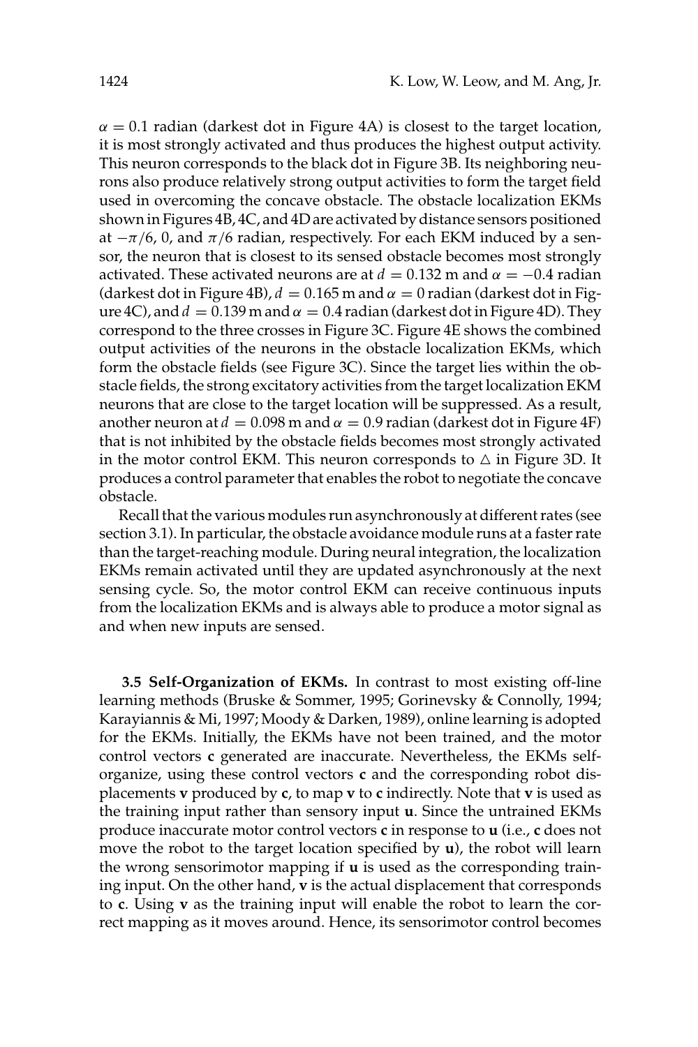$\alpha = 0.1$ radian (darkest dot in Figure 4A) is closest to the target location, it is most strongly activated and thus produces the highest output activity. This neuron corresponds to the black dot in Figure 3B. Its neighboring neurons also produce relatively strong output activities to form the target field used in overcoming the concave obstacle. The obstacle localization EKMs shown in Figures 4B, 4C, and 4D are activated by distance sensors positioned at $-\pi/6$, 0, and $\pi/6$ radian, respectively. For each EKM induced by a sensor, the neuron that is closest to its sensed obstacle becomes most strongly activated. These activated neurons are at $d = 0.132$ m and $\alpha = -0.4$ radian (darkest dot in Figure 4B), $d = 0.165$ m and $\alpha = 0$ radian (darkest dot in Figure 4C), and $d = 0.139$ m and $\alpha = 0.4$ radian (darkest dot in Figure 4D). They correspond to the three crosses in Figure 3C. Figure 4E shows the combined output activities of the neurons in the obstacle localization EKMs, which form the obstacle fields (see Figure 3C). Since the target lies within the obstacle fields, the strong excitatory activities from the target localization EKM neurons that are close to the target location will be suppressed. As a result, another neuron at $d = 0.098$ m and $\alpha = 0.9$ radian (darkest dot in Figure 4F) that is not inhibited by the obstacle fields becomes most strongly activated in the motor control EKM. This neuron corresponds to $\triangle$ in Figure 3D. It produces a control parameter that enables the robot to negotiate the concave obstacle.

Recall that the various modules run asynchronously at different rates (see section 3.1). In particular, the obstacle avoidance module runs at a faster rate than the target-reaching module. During neural integration, the localization EKMs remain activated until they are updated asynchronously at the next sensing cycle. So, the motor control EKM can receive continuous inputs from the localization EKMs and is always able to produce a motor signal as and when new inputs are sensed.

### 3.5 Self-Organization of EKMs.

In contrast to most existing off-line learning methods (Bruske & Sommer, 1995; Gorinevsky & Connolly, 1994; Karayiannis & Mi, 1997; Moody & Darken, 1989), online learning is adopted for the EKMs. Initially, the EKMs have not been trained, and the motor control vectors $\mathbf{c}$ generated are inaccurate. Nevertheless, the EKMs self-organize, using these control vectors $\mathbf{c}$ and the corresponding robot displacements $\mathbf{v}$ produced by $\mathbf{c}$, to map $\mathbf{v}$ to $\mathbf{c}$ indirectly. Note that $\mathbf{v}$ is used as the training input rather than sensory input $\mathbf{u}$. Since the untrained EKMs produce inaccurate motor control vectors $\mathbf{c}$ in response to $\mathbf{u}$ (i.e., $\mathbf{c}$ does not move the robot to the target location specified by $\mathbf{u}$), the robot will learn the wrong sensorimotor mapping if $\mathbf{u}$ is used as the corresponding training input. On the other hand, $\mathbf{v}$ is the actual displacement that corresponds to $\mathbf{c}$. Using $\mathbf{v}$ as the training input will enable the robot to learn the correct mapping as it moves around. Hence, its sensorimotor control becomes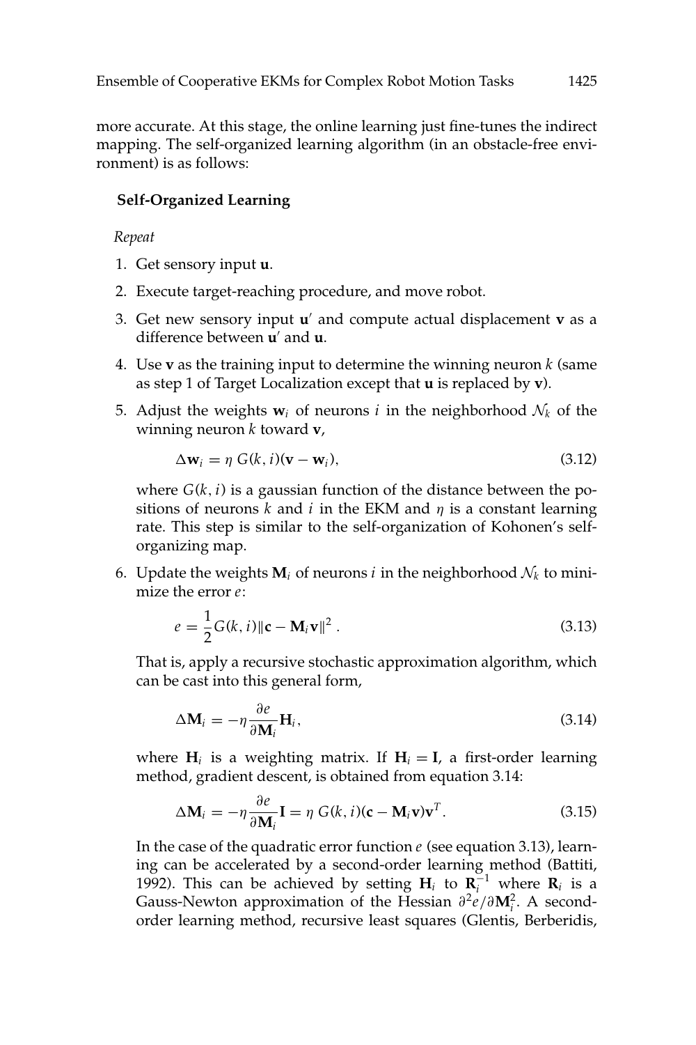more accurate. At this stage, the online learning just fine-tunes the indirect mapping. The self-organized learning algorithm (in an obstacle-free environment) is as follows:

**Self-Organized Learning**

*Repeat*

1. Get sensory input $\mathbf{u}$.
2. Execute target-reaching procedure, and move robot.
3. Get new sensory input $\mathbf{u}'$ and compute actual displacement $\mathbf{v}$ as a difference between $\mathbf{u}'$ and $\mathbf{u}$.
4. Use $\mathbf{v}$ as the training input to determine the winning neuron $k$ (same as step 1 of Target Localization except that $\mathbf{u}$ is replaced by $\mathbf{v}$).
5. Adjust the weights $\mathbf{w}_i$ of neurons $i$ in the neighborhood $\mathcal{N}_k$ of the winning neuron $k$ toward $\mathbf{v}$,

$$\Delta \mathbf{w}_i = \eta \, G(k, i)(\mathbf{v} - \mathbf{w}_i), \tag{3.12}$$

   where $G(k, i)$ is a gaussian function of the distance between the positions of neurons $k$ and $i$ in the EKM and $\eta$ is a constant learning rate. This step is similar to the self-organization of Kohonen's self-organizing map.

6. Update the weights $\mathbf{M}_i$ of neurons $i$ in the neighborhood $\mathcal{N}_k$ to minimize the error $e$:

$$e = \frac{1}{2} G(k, i) \|\mathbf{c} - \mathbf{M}_i \mathbf{v}\|^2 . \tag{3.13}$$

   That is, apply a recursive stochastic approximation algorithm, which can be cast into this general form,

$$\Delta \mathbf{M}_i = -\eta \frac{\partial e}{\partial \mathbf{M}_i} \mathbf{H}_i, \tag{3.14}$$

   where $\mathbf{H}_i$ is a weighting matrix. If $\mathbf{H}_i = \mathbf{I}$, a first-order learning method, gradient descent, is obtained from equation 3.14:

$$\Delta \mathbf{M}_i = -\eta \frac{\partial e}{\partial \mathbf{M}_i} \mathbf{I} = \eta \, G(k, i)(\mathbf{c} - \mathbf{M}_i \mathbf{v}) \mathbf{v}^T. \tag{3.15}$$

   In the case of the quadratic error function $e$ (see equation 3.13), learning can be accelerated by a second-order learning method (Battiti, 1992). This can be achieved by setting $\mathbf{H}_i$ to $\mathbf{R}_i^{-1}$ where $\mathbf{R}_i$ is a Gauss-Newton approximation of the Hessian $\partial^2 e / \partial \mathbf{M}_i^2$. A second-order learning method, recursive least squares (Glentis, Berberidis,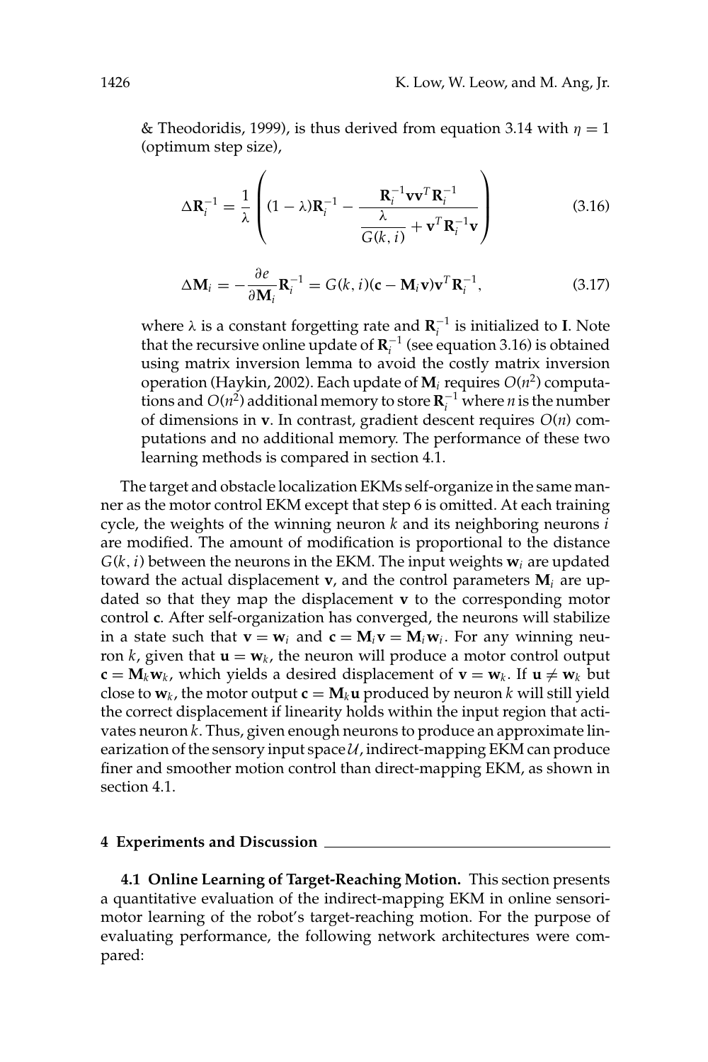& Theodoridis, 1999), is thus derived from equation 3.14 with $\eta = 1$ (optimum step size),

$$\Delta \mathbf{R}_i^{-1} = \frac{1}{\lambda} \left( (1-\lambda)\mathbf{R}_i^{-1} - \frac{\mathbf{R}_i^{-1}\mathbf{v}\mathbf{v}^T\mathbf{R}_i^{-1}}{\dfrac{\lambda}{G(k,i)} + \mathbf{v}^T\mathbf{R}_i^{-1}\mathbf{v}} \right) \tag{3.16}$$

$$\Delta \mathbf{M}_i = -\frac{\partial e}{\partial \mathbf{M}_i}\mathbf{R}_i^{-1} = G(k,i)(\mathbf{c} - \mathbf{M}_i\mathbf{v})\mathbf{v}^T\mathbf{R}_i^{-1}, \tag{3.17}$$

where $\lambda$ is a constant forgetting rate and $\mathbf{R}_i^{-1}$ is initialized to $\mathbf{I}$. Note that the recursive online update of $\mathbf{R}_i^{-1}$ (see equation 3.16) is obtained using matrix inversion lemma to avoid the costly matrix inversion operation (Haykin, 2002). Each update of $\mathbf{M}_i$ requires $O(n^2)$ computations and $O(n^2)$ additional memory to store $\mathbf{R}_i^{-1}$ where $n$ is the number of dimensions in $\mathbf{v}$. In contrast, gradient descent requires $O(n)$ computations and no additional memory. The performance of these two learning methods is compared in section 4.1.

The target and obstacle localization EKMs self-organize in the same manner as the motor control EKM except that step 6 is omitted. At each training cycle, the weights of the winning neuron $k$ and its neighboring neurons $i$ are modified. The amount of modification is proportional to the distance $G(k,i)$ between the neurons in the EKM. The input weights $\mathbf{w}_i$ are updated toward the actual displacement $\mathbf{v}$, and the control parameters $\mathbf{M}_i$ are updated so that they map the displacement $\mathbf{v}$ to the corresponding motor control $\mathbf{c}$. After self-organization has converged, the neurons will stabilize in a state such that $\mathbf{v} = \mathbf{w}_i$ and $\mathbf{c} = \mathbf{M}_i\mathbf{v} = \mathbf{M}_i\mathbf{w}_i$. For any winning neuron $k$, given that $\mathbf{u} = \mathbf{w}_k$, the neuron will produce a motor control output $\mathbf{c} = \mathbf{M}_k\mathbf{w}_k$, which yields a desired displacement of $\mathbf{v} = \mathbf{w}_k$. If $\mathbf{u} \neq \mathbf{w}_k$ but close to $\mathbf{w}_k$, the motor output $\mathbf{c} = \mathbf{M}_k\mathbf{u}$ produced by neuron $k$ will still yield the correct displacement if linearity holds within the input region that activates neuron $k$. Thus, given enough neurons to produce an approximate linearization of the sensory input space $\mathcal{U}$, indirect-mapping EKM can produce finer and smoother motion control than direct-mapping EKM, as shown in section 4.1.

## 4 Experiments and Discussion

**4.1 Online Learning of Target-Reaching Motion.** This section presents a quantitative evaluation of the indirect-mapping EKM in online sensorimotor learning of the robot's target-reaching motion. For the purpose of evaluating performance, the following network architectures were compared: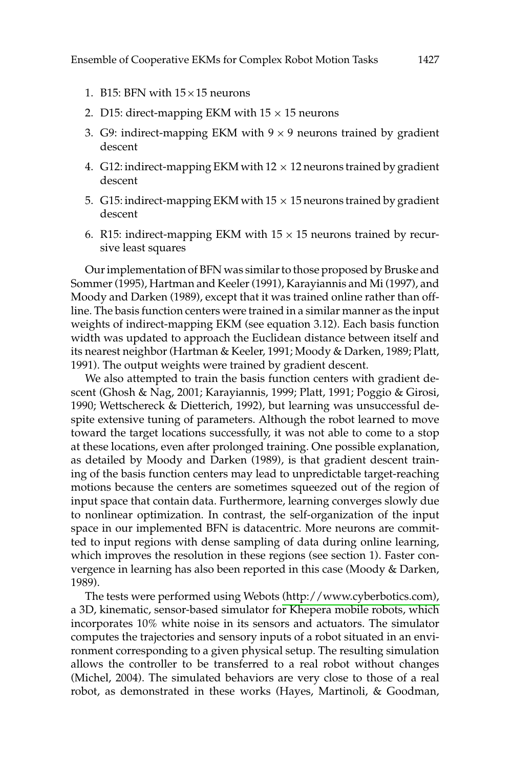1. B15: BFN with $15 \times 15$ neurons
2. D15: direct-mapping EKM with $15 \times 15$ neurons
3. G9: indirect-mapping EKM with $9 \times 9$ neurons trained by gradient descent
4. G12: indirect-mapping EKM with $12 \times 12$ neurons trained by gradient descent
5. G15: indirect-mapping EKM with $15 \times 15$ neurons trained by gradient descent
6. R15: indirect-mapping EKM with $15 \times 15$ neurons trained by recursive least squares

Our implementation of BFN was similar to those proposed by Bruske and Sommer (1995), Hartman and Keeler (1991), Karayiannis and Mi (1997), and Moody and Darken (1989), except that it was trained online rather than offline. The basis function centers were trained in a similar manner as the input weights of indirect-mapping EKM (see equation 3.12). Each basis function width was updated to approach the Euclidean distance between itself and its nearest neighbor (Hartman & Keeler, 1991; Moody & Darken, 1989; Platt, 1991). The output weights were trained by gradient descent.

We also attempted to train the basis function centers with gradient descent (Ghosh & Nag, 2001; Karayiannis, 1999; Platt, 1991; Poggio & Girosi, 1990; Wettschereck & Dietterich, 1992), but learning was unsuccessful despite extensive tuning of parameters. Although the robot learned to move toward the target locations successfully, it was not able to come to a stop at these locations, even after prolonged training. One possible explanation, as detailed by Moody and Darken (1989), is that gradient descent training of the basis function centers may lead to unpredictable target-reaching motions because the centers are sometimes squeezed out of the region of input space that contain data. Furthermore, learning converges slowly due to nonlinear optimization. In contrast, the self-organization of the input space in our implemented BFN is datacentric. More neurons are committed to input regions with dense sampling of data during online learning, which improves the resolution in these regions (see section 1). Faster convergence in learning has also been reported in this case (Moody & Darken, 1989).

The tests were performed using Webots (http://www.cyberbotics.com), a 3D, kinematic, sensor-based simulator for Khepera mobile robots, which incorporates 10% white noise in its sensors and actuators. The simulator computes the trajectories and sensory inputs of a robot situated in an environment corresponding to a given physical setup. The resulting simulation allows the controller to be transferred to a real robot without changes (Michel, 2004). The simulated behaviors are very close to those of a real robot, as demonstrated in these works (Hayes, Martinoli, & Goodman,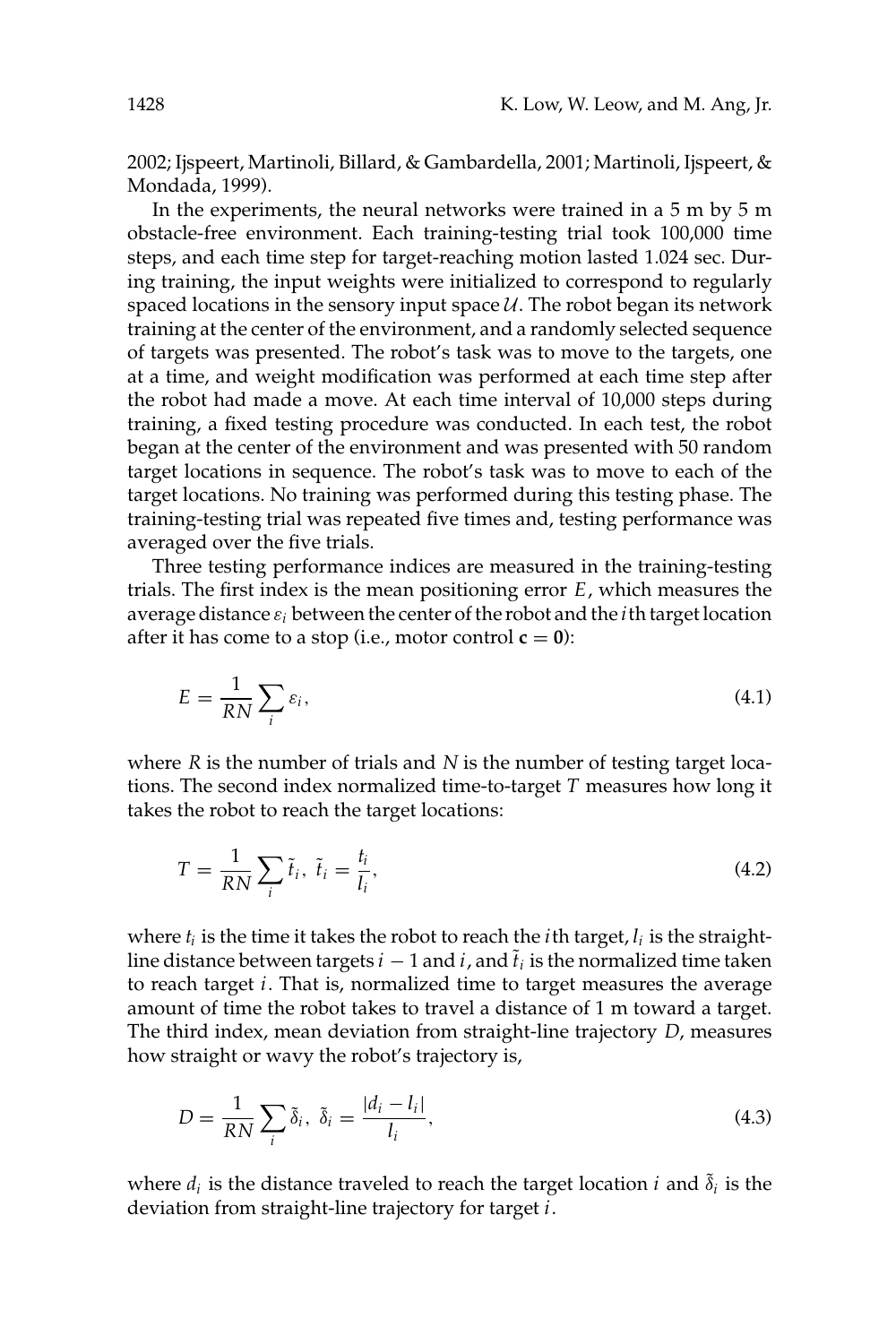2002; Ijspeert, Martinoli, Billard, & Gambardella, 2001; Martinoli, Ijspeert, & Mondada, 1999).

In the experiments, the neural networks were trained in a 5 m by 5 m obstacle-free environment. Each training-testing trial took 100,000 time steps, and each time step for target-reaching motion lasted 1.024 sec. During training, the input weights were initialized to correspond to regularly spaced locations in the sensory input space $\mathcal{U}$. The robot began its network training at the center of the environment, and a randomly selected sequence of targets was presented. The robot's task was to move to the targets, one at a time, and weight modification was performed at each time step after the robot had made a move. At each time interval of 10,000 steps during training, a fixed testing procedure was conducted. In each test, the robot began at the center of the environment and was presented with 50 random target locations in sequence. The robot's task was to move to each of the target locations. No training was performed during this testing phase. The training-testing trial was repeated five times and, testing performance was averaged over the five trials.

Three testing performance indices are measured in the training-testing trials. The first index is the mean positioning error $E$, which measures the average distance $\varepsilon_i$ between the center of the robot and the $i$th target location after it has come to a stop (i.e., motor control $\mathbf{c} = \mathbf{0}$):

$$E = \frac{1}{RN} \sum_i \varepsilon_i, \tag{4.1}$$

where $R$ is the number of trials and $N$ is the number of testing target locations. The second index normalized time-to-target $T$ measures how long it takes the robot to reach the target locations:

$$T = \frac{1}{RN} \sum_i \tilde{t}_i, \ \tilde{t}_i = \frac{t_i}{l_i}, \tag{4.2}$$

where $t_i$ is the time it takes the robot to reach the $i$th target, $l_i$ is the straight-line distance between targets $i - 1$ and $i$, and $\tilde{t}_i$ is the normalized time taken to reach target $i$. That is, normalized time to target measures the average amount of time the robot takes to travel a distance of 1 m toward a target. The third index, mean deviation from straight-line trajectory $D$, measures how straight or wavy the robot's trajectory is,

$$D = \frac{1}{RN} \sum_i \tilde{\delta}_i, \ \tilde{\delta}_i = \frac{|d_i - l_i|}{l_i}, \tag{4.3}$$

where $d_i$ is the distance traveled to reach the target location $i$ and $\tilde{\delta}_i$ is the deviation from straight-line trajectory for target $i$.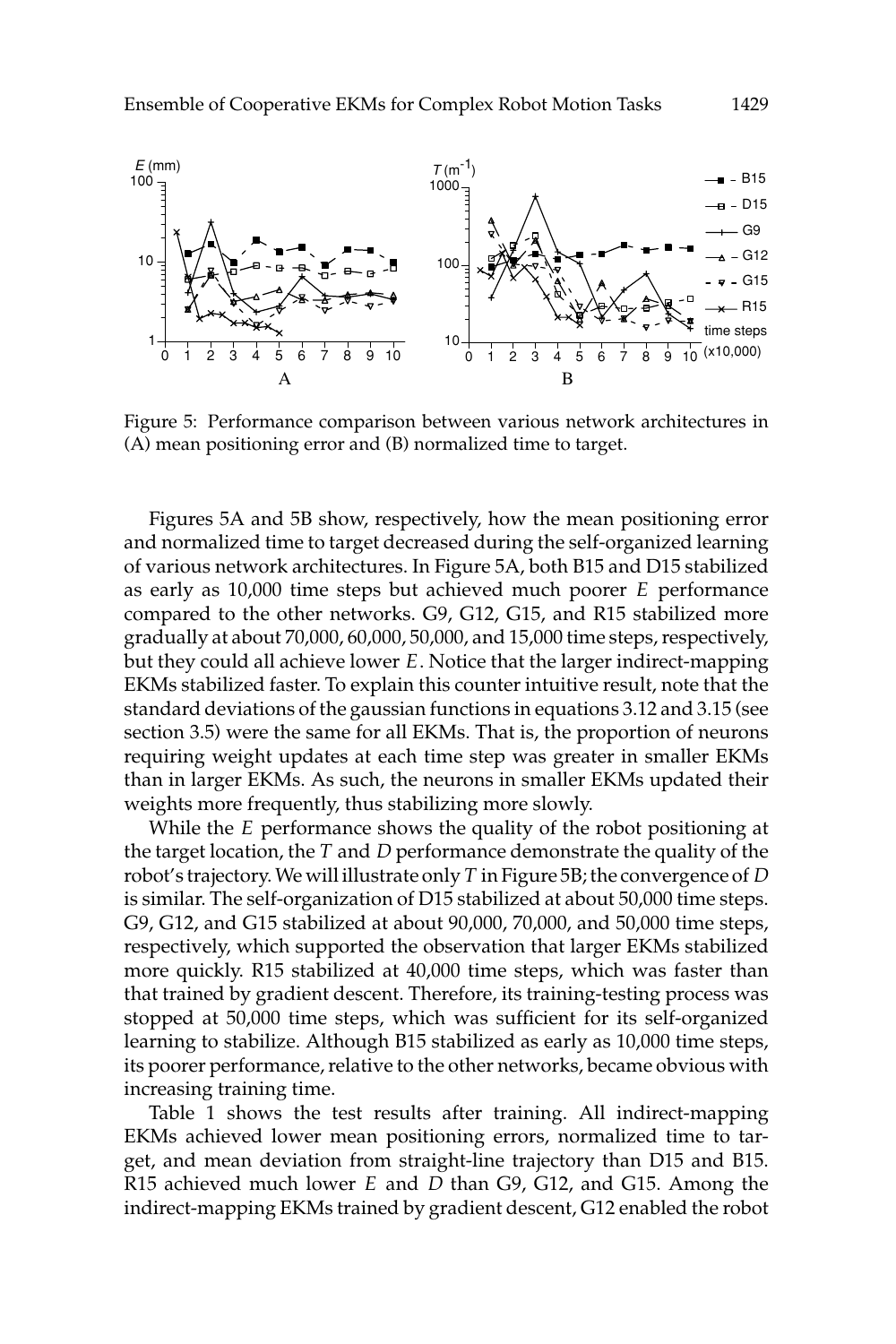Figure 5: Performance comparison between various network architectures in (A) mean positioning error and (B) normalized time to target.

Figures 5A and 5B show, respectively, how the mean positioning error and normalized time to target decreased during the self-organized learning of various network architectures. In Figure 5A, both B15 and D15 stabilized as early as 10,000 time steps but achieved much poorer $E$ performance compared to the other networks. G9, G12, G15, and R15 stabilized more gradually at about 70,000, 60,000, 50,000, and 15,000 time steps, respectively, but they could all achieve lower $E$. Notice that the larger indirect-mapping EKMs stabilized faster. To explain this counter intuitive result, note that the standard deviations of the gaussian functions in equations 3.12 and 3.15 (see section 3.5) were the same for all EKMs. That is, the proportion of neurons requiring weight updates at each time step was greater in smaller EKMs than in larger EKMs. As such, the neurons in smaller EKMs updated their weights more frequently, thus stabilizing more slowly.

While the $E$ performance shows the quality of the robot positioning at the target location, the $T$ and $D$ performance demonstrate the quality of the robot's trajectory. We will illustrate only $T$ in Figure 5B; the convergence of $D$ is similar. The self-organization of D15 stabilized at about 50,000 time steps. G9, G12, and G15 stabilized at about 90,000, 70,000, and 50,000 time steps, respectively, which supported the observation that larger EKMs stabilized more quickly. R15 stabilized at 40,000 time steps, which was faster than that trained by gradient descent. Therefore, its training-testing process was stopped at 50,000 time steps, which was sufficient for its self-organized learning to stabilize. Although B15 stabilized as early as 10,000 time steps, its poorer performance, relative to the other networks, became obvious with increasing training time.

Table 1 shows the test results after training. All indirect-mapping EKMs achieved lower mean positioning errors, normalized time to target, and mean deviation from straight-line trajectory than D15 and B15. R15 achieved much lower $E$ and $D$ than G9, G12, and G15. Among the indirect-mapping EKMs trained by gradient descent, G12 enabled the robot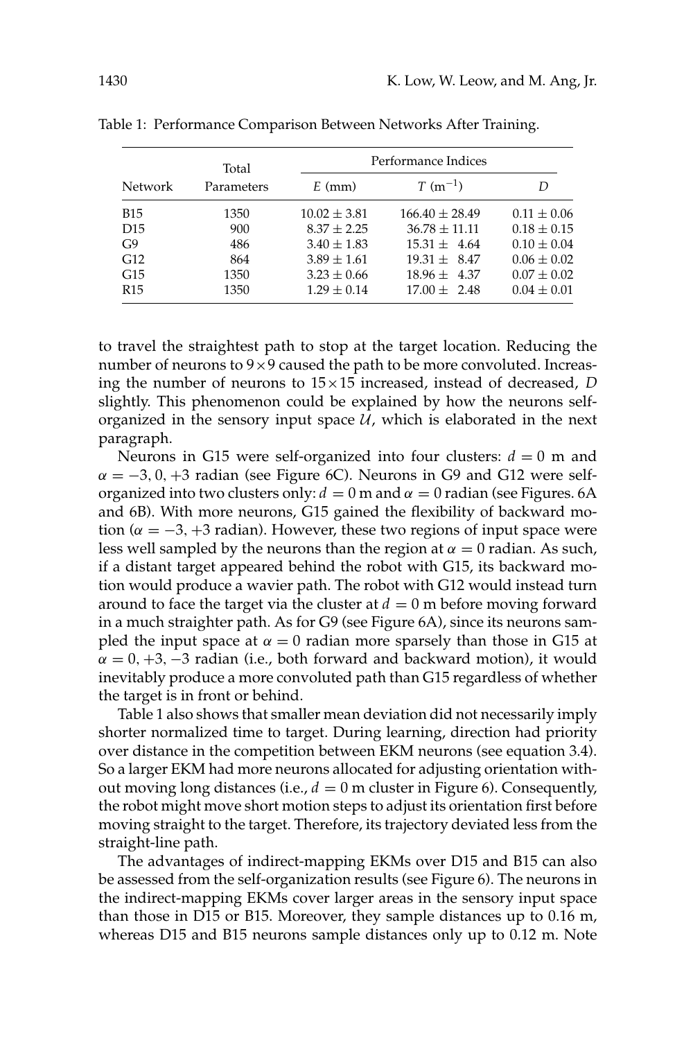Table 1: Performance Comparison Between Networks After Training.

| Network | Total Parameters | Performance Indices | | |
|---|---|---|---|---|
| | | $E$ (mm) | $T$ ($\text{m}^{-1}$) | $D$ |
| B15 | 1350 | $10.02 \pm 3.81$ | $166.40 \pm 28.49$ | $0.11 \pm 0.06$ |
| D15 | 900 | $8.37 \pm 2.25$ | $36.78 \pm 11.11$ | $0.18 \pm 0.15$ |
| G9 | 486 | $3.40 \pm 1.83$ | $15.31 \pm 4.64$ | $0.10 \pm 0.04$ |
| G12 | 864 | $3.89 \pm 1.61$ | $19.31 \pm 8.47$ | $0.06 \pm 0.02$ |
| G15 | 1350 | $3.23 \pm 0.66$ | $18.96 \pm 4.37$ | $0.07 \pm 0.02$ |
| R15 | 1350 | $1.29 \pm 0.14$ | $17.00 \pm 2.48$ | $0.04 \pm 0.01$ |

to travel the straightest path to stop at the target location. Reducing the number of neurons to $9 \times 9$ caused the path to be more convoluted. Increasing the number of neurons to $15 \times 15$ increased, instead of decreased, $D$ slightly. This phenomenon could be explained by how the neurons self-organized in the sensory input space $\mathcal{U}$, which is elaborated in the next paragraph.

Neurons in G15 were self-organized into four clusters: $d = 0$ m and $\alpha = -3, 0, +3$ radian (see Figure 6C). Neurons in G9 and G12 were self-organized into two clusters only: $d = 0$ m and $\alpha = 0$ radian (see Figures. 6A and 6B). With more neurons, G15 gained the flexibility of backward motion ($\alpha = -3, +3$ radian). However, these two regions of input space were less well sampled by the neurons than the region at $\alpha = 0$ radian. As such, if a distant target appeared behind the robot with G15, its backward motion would produce a wavier path. The robot with G12 would instead turn around to face the target via the cluster at $d = 0$ m before moving forward in a much straighter path. As for G9 (see Figure 6A), since its neurons sampled the input space at $\alpha = 0$ radian more sparsely than those in G15 at $\alpha = 0, +3, -3$ radian (i.e., both forward and backward motion), it would inevitably produce a more convoluted path than G15 regardless of whether the target is in front or behind.

Table 1 also shows that smaller mean deviation did not necessarily imply shorter normalized time to target. During learning, direction had priority over distance in the competition between EKM neurons (see equation 3.4). So a larger EKM had more neurons allocated for adjusting orientation without moving long distances (i.e., $d = 0$ m cluster in Figure 6). Consequently, the robot might move short motion steps to adjust its orientation first before moving straight to the target. Therefore, its trajectory deviated less from the straight-line path.

The advantages of indirect-mapping EKMs over D15 and B15 can also be assessed from the self-organization results (see Figure 6). The neurons in the indirect-mapping EKMs cover larger areas in the sensory input space than those in D15 or B15. Moreover, they sample distances up to 0.16 m, whereas D15 and B15 neurons sample distances only up to 0.12 m. Note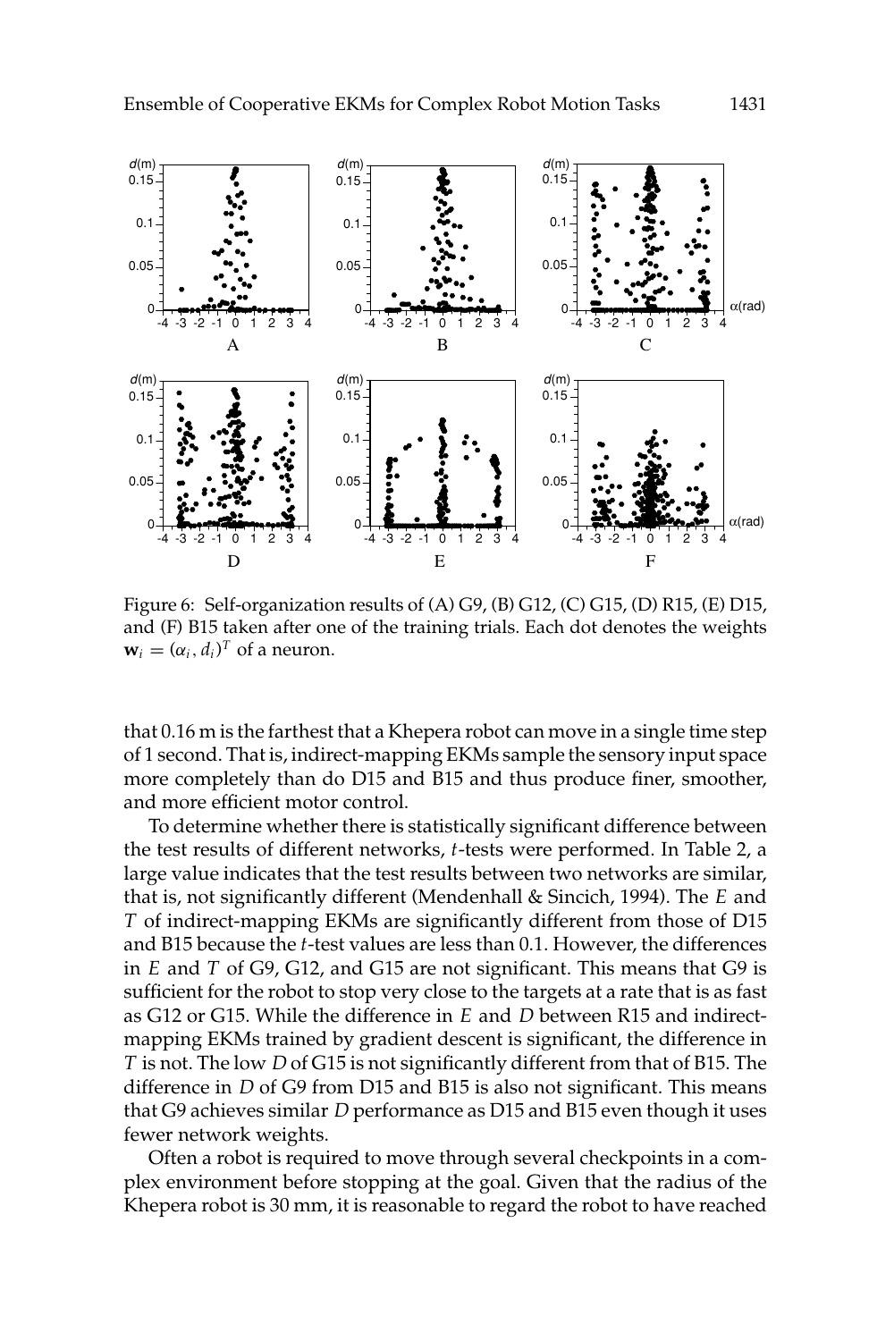Figure 6: Self-organization results of (A) G9, (B) G12, (C) G15, (D) R15, (E) D15, and (F) B15 taken after one of the training trials. Each dot denotes the weights $\mathbf{w}_i = (\alpha_i, d_i)^T$ of a neuron.

that 0.16 m is the farthest that a Khepera robot can move in a single time step of 1 second. That is, indirect-mapping EKMs sample the sensory input space more completely than do D15 and B15 and thus produce finer, smoother, and more efficient motor control.

To determine whether there is statistically significant difference between the test results of different networks, $t$-tests were performed. In Table 2, a large value indicates that the test results between two networks are similar, that is, not significantly different (Mendenhall & Sincich, 1994). The $E$ and $T$ of indirect-mapping EKMs are significantly different from those of D15 and B15 because the $t$-test values are less than 0.1. However, the differences in $E$ and $T$ of G9, G12, and G15 are not significant. This means that G9 is sufficient for the robot to stop very close to the targets at a rate that is as fast as G12 or G15. While the difference in $E$ and $D$ between R15 and indirect-mapping EKMs trained by gradient descent is significant, the difference in $T$ is not. The low $D$ of G15 is not significantly different from that of B15. The difference in $D$ of G9 from D15 and B15 is also not significant. This means that G9 achieves similar $D$ performance as D15 and B15 even though it uses fewer network weights.

Often a robot is required to move through several checkpoints in a complex environment before stopping at the goal. Given that the radius of the Khepera robot is 30 mm, it is reasonable to regard the robot to have reached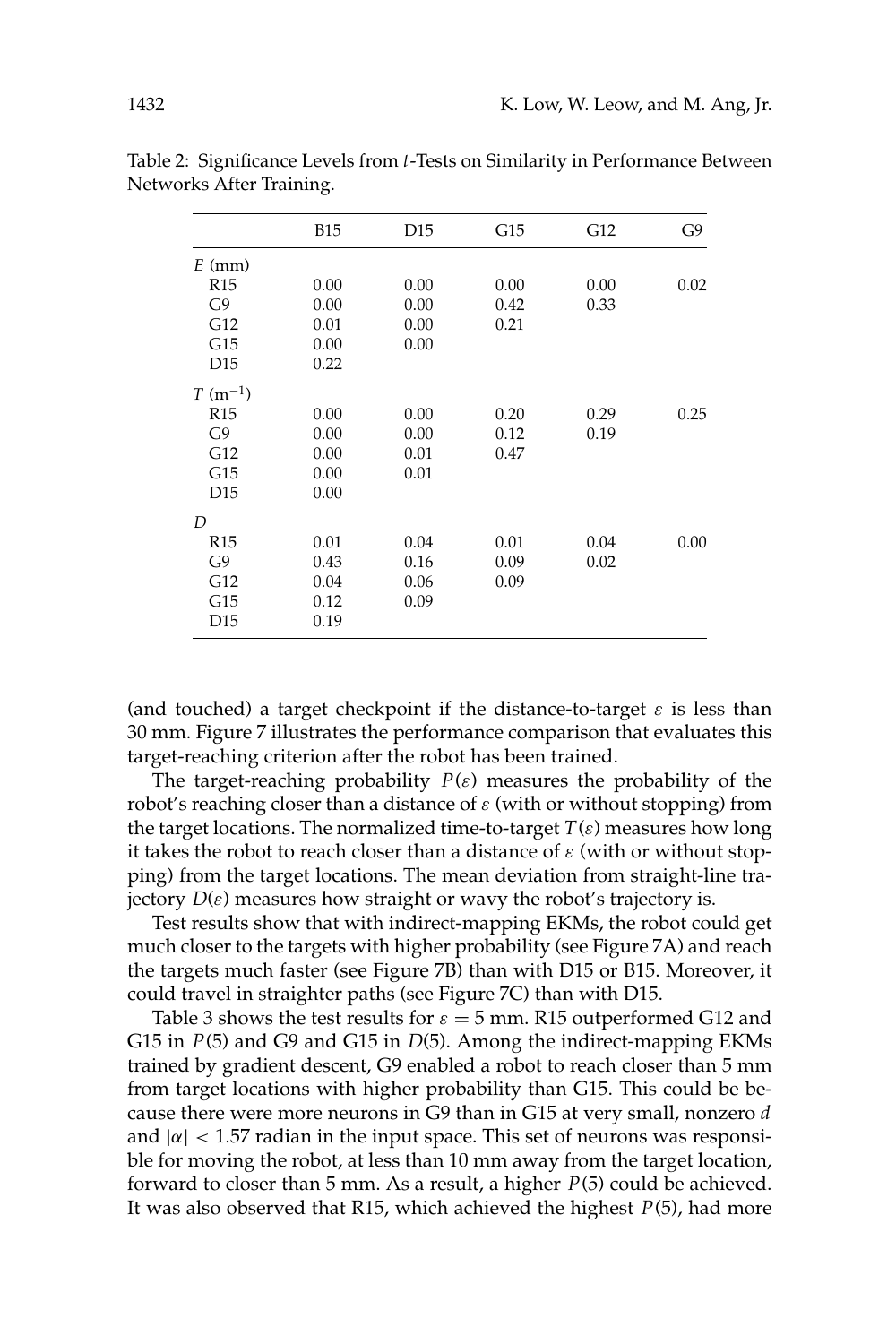Table 2: Significance Levels from $t$-Tests on Similarity in Performance Between Networks After Training.

| | B15 | D15 | G15 | G12 | G9 |
|---|---|---|---|---|---|
| $E$ (mm) | | | | | |
| R15 | 0.00 | 0.00 | 0.00 | 0.00 | 0.02 |
| G9 | 0.00 | 0.00 | 0.42 | 0.33 | |
| G12 | 0.01 | 0.00 | 0.21 | | |
| G15 | 0.00 | 0.00 | | | |
| D15 | 0.22 | | | | |
| $T$ ($\mathrm{m}^{-1}$) | | | | | |
| R15 | 0.00 | 0.00 | 0.20 | 0.29 | 0.25 |
| G9 | 0.00 | 0.00 | 0.12 | 0.19 | |
| G12 | 0.00 | 0.01 | 0.47 | | |
| G15 | 0.00 | 0.01 | | | |
| D15 | 0.00 | | | | |
| $D$ | | | | | |
| R15 | 0.01 | 0.04 | 0.01 | 0.04 | 0.00 |
| G9 | 0.43 | 0.16 | 0.09 | 0.02 | |
| G12 | 0.04 | 0.06 | 0.09 | | |
| G15 | 0.12 | 0.09 | | | |
| D15 | 0.19 | | | | |

(and touched) a target checkpoint if the distance-to-target $\varepsilon$ is less than 30 mm. Figure 7 illustrates the performance comparison that evaluates this target-reaching criterion after the robot has been trained.

The target-reaching probability $P(\varepsilon)$ measures the probability of the robot's reaching closer than a distance of $\varepsilon$ (with or without stopping) from the target locations. The normalized time-to-target $T(\varepsilon)$ measures how long it takes the robot to reach closer than a distance of $\varepsilon$ (with or without stopping) from the target locations. The mean deviation from straight-line trajectory $D(\varepsilon)$ measures how straight or wavy the robot's trajectory is.

Test results show that with indirect-mapping EKMs, the robot could get much closer to the targets with higher probability (see Figure 7A) and reach the targets much faster (see Figure 7B) than with D15 or B15. Moreover, it could travel in straighter paths (see Figure 7C) than with D15.

Table 3 shows the test results for $\varepsilon = 5$ mm. R15 outperformed G12 and G15 in $P(5)$ and G9 and G15 in $D(5)$. Among the indirect-mapping EKMs trained by gradient descent, G9 enabled a robot to reach closer than 5 mm from target locations with higher probability than G15. This could be because there were more neurons in G9 than in G15 at very small, nonzero $d$ and $|\alpha| < 1.57$ radian in the input space. This set of neurons was responsible for moving the robot, at less than 10 mm away from the target location, forward to closer than 5 mm. As a result, a higher $P(5)$ could be achieved. It was also observed that R15, which achieved the highest $P(5)$, had more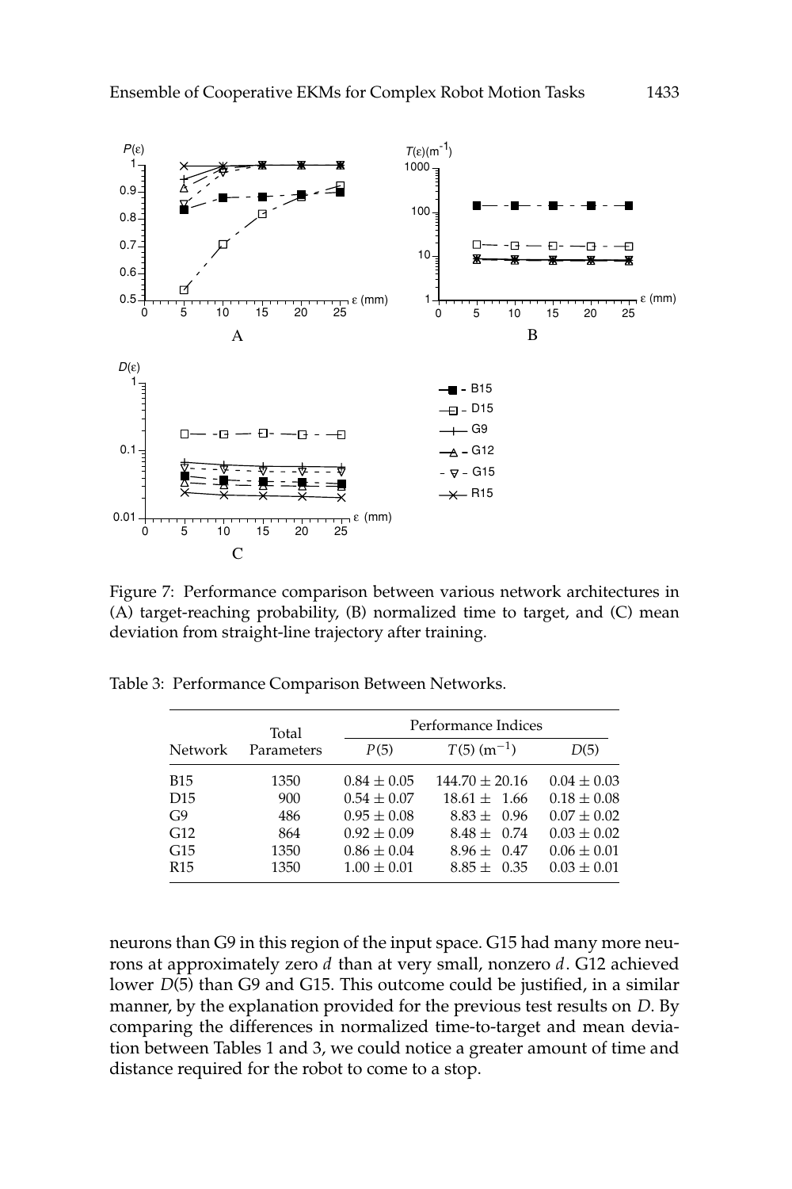Figure 7: Performance comparison between various network architectures in (A) target-reaching probability, (B) normalized time to target, and (C) mean deviation from straight-line trajectory after training.

Table 3: Performance Comparison Between Networks.

| Network | Total Parameters | Performance Indices | | |
|---|---|---|---|---|
| | | $P(5)$ | $T(5)$ ($\mathrm{m}^{-1}$) | $D(5)$ |
| B15 | 1350 | $0.84 \pm 0.05$ | $144.70 \pm 20.16$ | $0.04 \pm 0.03$ |
| D15 | 900 | $0.54 \pm 0.07$ | $18.61 \pm 1.66$ | $0.18 \pm 0.08$ |
| G9 | 486 | $0.95 \pm 0.08$ | $8.83 \pm 0.96$ | $0.07 \pm 0.02$ |
| G12 | 864 | $0.92 \pm 0.09$ | $8.48 \pm 0.74$ | $0.03 \pm 0.02$ |
| G15 | 1350 | $0.86 \pm 0.04$ | $8.96 \pm 0.47$ | $0.06 \pm 0.01$ |
| R15 | 1350 | $1.00 \pm 0.01$ | $8.85 \pm 0.35$ | $0.03 \pm 0.01$ |

neurons than G9 in this region of the input space. G15 had many more neurons at approximately zero $d$ than at very small, nonzero $d$. G12 achieved lower $D(5)$ than G9 and G15. This outcome could be justified, in a similar manner, by the explanation provided for the previous test results on $D$. By comparing the differences in normalized time-to-target and mean deviation between Tables 1 and 3, we could notice a greater amount of time and distance required for the robot to come to a stop.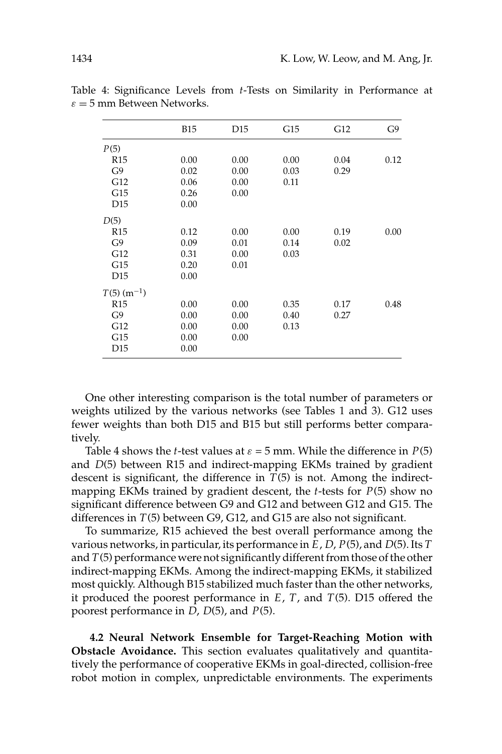Table 4: Significance Levels from $t$-Tests on Similarity in Performance at $\varepsilon = 5$ mm Between Networks.

| | B15 | D15 | G15 | G12 | G9 |
|---|---|---|---|---|---|
| $P(5)$ | | | | | |
| R15 | 0.00 | 0.00 | 0.00 | 0.04 | 0.12 |
| G9 | 0.02 | 0.00 | 0.03 | 0.29 | |
| G12 | 0.06 | 0.00 | 0.11 | | |
| G15 | 0.26 | 0.00 | | | |
| D15 | 0.00 | | | | |
| $D(5)$ | | | | | |
| R15 | 0.12 | 0.00 | 0.00 | 0.19 | 0.00 |
| G9 | 0.09 | 0.01 | 0.14 | 0.02 | |
| G12 | 0.31 | 0.00 | 0.03 | | |
| G15 | 0.20 | 0.01 | | | |
| D15 | 0.00 | | | | |
| $T(5)$ ($\text{m}^{-1}$) | | | | | |
| R15 | 0.00 | 0.00 | 0.35 | 0.17 | 0.48 |
| G9 | 0.00 | 0.00 | 0.40 | 0.27 | |
| G12 | 0.00 | 0.00 | 0.13 | | |
| G15 | 0.00 | 0.00 | | | |
| D15 | 0.00 | | | | |

One other interesting comparison is the total number of parameters or weights utilized by the various networks (see Tables 1 and 3). G12 uses fewer weights than both D15 and B15 but still performs better comparatively.

Table 4 shows the $t$-test values at $\varepsilon = 5$ mm. While the difference in $P(5)$ and $D(5)$ between R15 and indirect-mapping EKMs trained by gradient descent is significant, the difference in $T(5)$ is not. Among the indirect-mapping EKMs trained by gradient descent, the $t$-tests for $P(5)$ show no significant difference between G9 and G12 and between G12 and G15. The differences in $T(5)$ between G9, G12, and G15 are also not significant.

To summarize, R15 achieved the best overall performance among the various networks, in particular, its performance in $E$, $D$, $P(5)$, and $D(5)$. Its $T$ and $T(5)$ performance were not significantly different from those of the other indirect-mapping EKMs. Among the indirect-mapping EKMs, it stabilized most quickly. Although B15 stabilized much faster than the other networks, it produced the poorest performance in $E$, $T$, and $T(5)$. D15 offered the poorest performance in $D$, $D(5)$, and $P(5)$.

**4.2 Neural Network Ensemble for Target-Reaching Motion with Obstacle Avoidance.** This section evaluates qualitatively and quantitatively the performance of cooperative EKMs in goal-directed, collision-free robot motion in complex, unpredictable environments. The experiments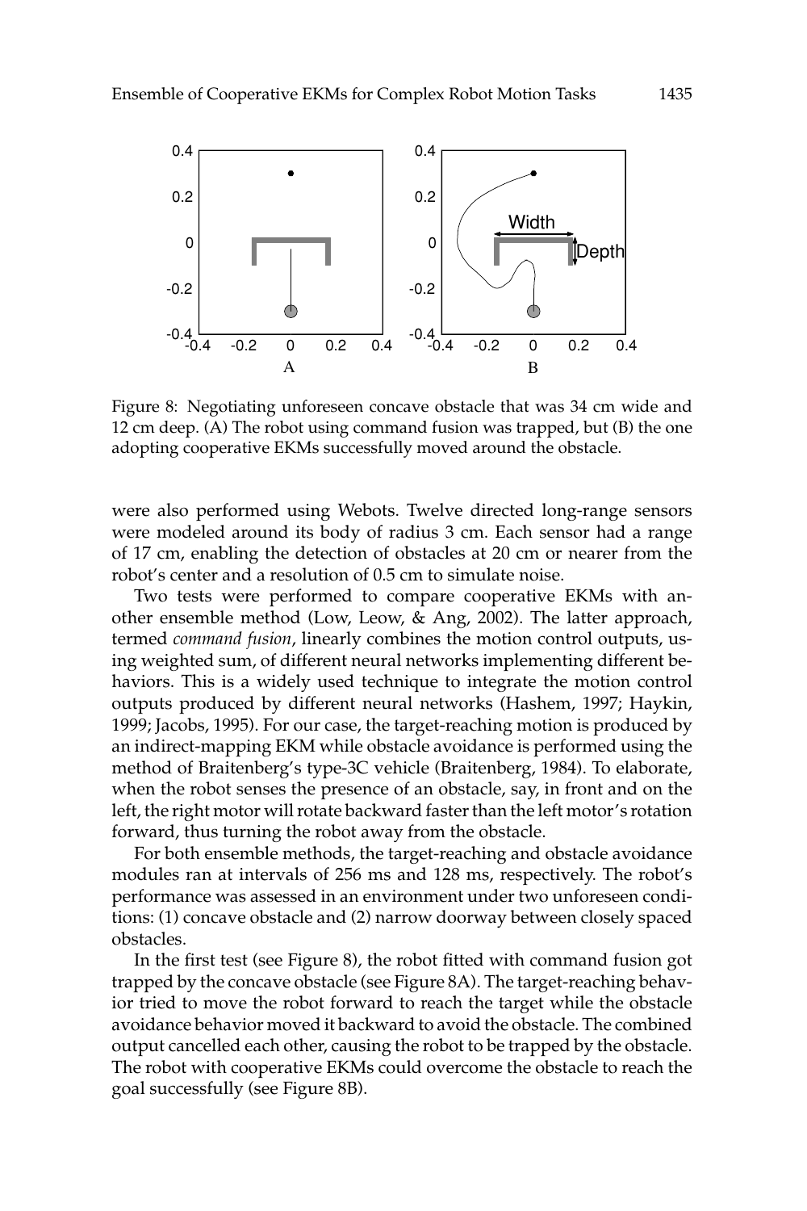Figure 8: Negotiating unforeseen concave obstacle that was 34 cm wide and 12 cm deep. (A) The robot using command fusion was trapped, but (B) the one adopting cooperative EKMs successfully moved around the obstacle.

were also performed using Webots. Twelve directed long-range sensors were modeled around its body of radius 3 cm. Each sensor had a range of 17 cm, enabling the detection of obstacles at 20 cm or nearer from the robot's center and a resolution of 0.5 cm to simulate noise.

Two tests were performed to compare cooperative EKMs with another ensemble method (Low, Leow, & Ang, 2002). The latter approach, termed *command fusion*, linearly combines the motion control outputs, using weighted sum, of different neural networks implementing different behaviors. This is a widely used technique to integrate the motion control outputs produced by different neural networks (Hashem, 1997; Haykin, 1999; Jacobs, 1995). For our case, the target-reaching motion is produced by an indirect-mapping EKM while obstacle avoidance is performed using the method of Braitenberg's type-3C vehicle (Braitenberg, 1984). To elaborate, when the robot senses the presence of an obstacle, say, in front and on the left, the right motor will rotate backward faster than the left motor's rotation forward, thus turning the robot away from the obstacle.

For both ensemble methods, the target-reaching and obstacle avoidance modules ran at intervals of 256 ms and 128 ms, respectively. The robot's performance was assessed in an environment under two unforeseen conditions: (1) concave obstacle and (2) narrow doorway between closely spaced obstacles.

In the first test (see Figure 8), the robot fitted with command fusion got trapped by the concave obstacle (see Figure 8A). The target-reaching behavior tried to move the robot forward to reach the target while the obstacle avoidance behavior moved it backward to avoid the obstacle. The combined output cancelled each other, causing the robot to be trapped by the obstacle. The robot with cooperative EKMs could overcome the obstacle to reach the goal successfully (see Figure 8B).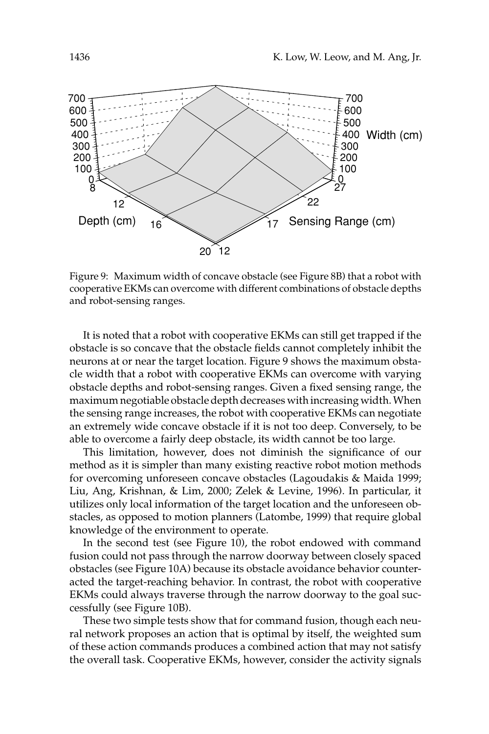Figure 9: Maximum width of concave obstacle (see Figure 8B) that a robot with cooperative EKMs can overcome with different combinations of obstacle depths and robot-sensing ranges.

It is noted that a robot with cooperative EKMs can still get trapped if the obstacle is so concave that the obstacle fields cannot completely inhibit the neurons at or near the target location. Figure 9 shows the maximum obstacle width that a robot with cooperative EKMs can overcome with varying obstacle depths and robot-sensing ranges. Given a fixed sensing range, the maximum negotiable obstacle depth decreases with increasing width. When the sensing range increases, the robot with cooperative EKMs can negotiate an extremely wide concave obstacle if it is not too deep. Conversely, to be able to overcome a fairly deep obstacle, its width cannot be too large.

This limitation, however, does not diminish the significance of our method as it is simpler than many existing reactive robot motion methods for overcoming unforeseen concave obstacles (Lagoudakis & Maida 1999; Liu, Ang, Krishnan, & Lim, 2000; Zelek & Levine, 1996). In particular, it utilizes only local information of the target location and the unforeseen obstacles, as opposed to motion planners (Latombe, 1999) that require global knowledge of the environment to operate.

In the second test (see Figure 10), the robot endowed with command fusion could not pass through the narrow doorway between closely spaced obstacles (see Figure 10A) because its obstacle avoidance behavior counteracted the target-reaching behavior. In contrast, the robot with cooperative EKMs could always traverse through the narrow doorway to the goal successfully (see Figure 10B).

These two simple tests show that for command fusion, though each neural network proposes an action that is optimal by itself, the weighted sum of these action commands produces a combined action that may not satisfy the overall task. Cooperative EKMs, however, consider the activity signals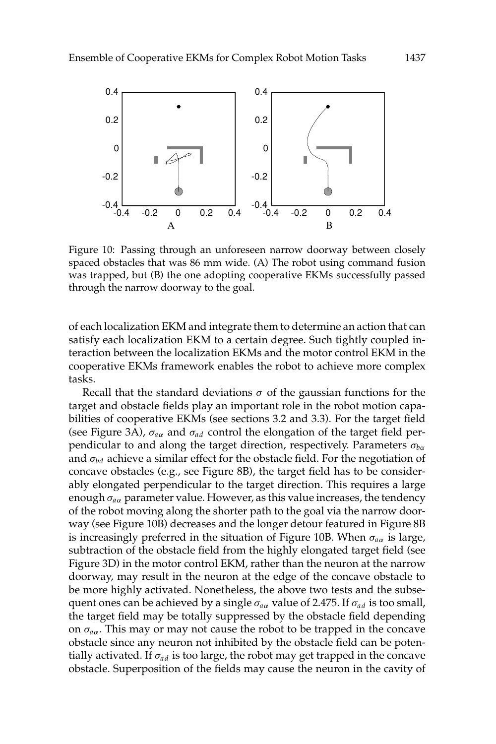Figure 10: Passing through an unforeseen narrow doorway between closely spaced obstacles that was 86 mm wide. (A) The robot using command fusion was trapped, but (B) the one adopting cooperative EKMs successfully passed through the narrow doorway to the goal.

of each localization EKM and integrate them to determine an action that can satisfy each localization EKM to a certain degree. Such tightly coupled interaction between the localization EKMs and the motor control EKM in the cooperative EKMs framework enables the robot to achieve more complex tasks.

Recall that the standard deviations $\sigma$ of the gaussian functions for the target and obstacle fields play an important role in the robot motion capabilities of cooperative EKMs (see sections 3.2 and 3.3). For the target field (see Figure 3A), $\sigma_{a\alpha}$ and $\sigma_{ad}$ control the elongation of the target field perpendicular to and along the target direction, respectively. Parameters $\sigma_{b\alpha}$ and $\sigma_{bd}$ achieve a similar effect for the obstacle field. For the negotiation of concave obstacles (e.g., see Figure 8B), the target field has to be considerably elongated perpendicular to the target direction. This requires a large enough $\sigma_{a\alpha}$ parameter value. However, as this value increases, the tendency of the robot moving along the shorter path to the goal via the narrow doorway (see Figure 10B) decreases and the longer detour featured in Figure 8B is increasingly preferred in the situation of Figure 10B. When $\sigma_{a\alpha}$ is large, subtraction of the obstacle field from the highly elongated target field (see Figure 3D) in the motor control EKM, rather than the neuron at the narrow doorway, may result in the neuron at the edge of the concave obstacle to be more highly activated. Nonetheless, the above two tests and the subsequent ones can be achieved by a single $\sigma_{a\alpha}$ value of 2.475. If $\sigma_{ad}$ is too small, the target field may be totally suppressed by the obstacle field depending on $\sigma_{a\alpha}$. This may or may not cause the robot to be trapped in the concave obstacle since any neuron not inhibited by the obstacle field can be potentially activated. If $\sigma_{ad}$ is too large, the robot may get trapped in the concave obstacle. Superposition of the fields may cause the neuron in the cavity of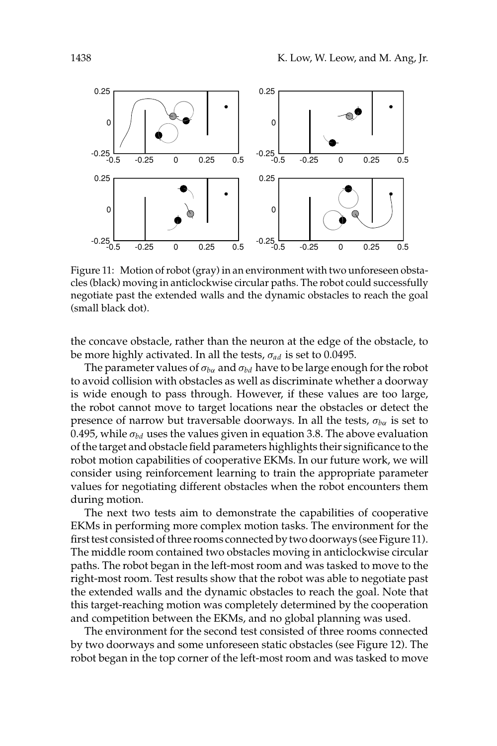Figure 11: Motion of robot (gray) in an environment with two unforeseen obstacles (black) moving in anticlockwise circular paths. The robot could successfully negotiate past the extended walls and the dynamic obstacles to reach the goal (small black dot).

the concave obstacle, rather than the neuron at the edge of the obstacle, to be more highly activated. In all the tests, $\sigma_{ad}$ is set to 0.0495.

The parameter values of $\sigma_{b\alpha}$ and $\sigma_{bd}$ have to be large enough for the robot to avoid collision with obstacles as well as discriminate whether a doorway is wide enough to pass through. However, if these values are too large, the robot cannot move to target locations near the obstacles or detect the presence of narrow but traversable doorways. In all the tests, $\sigma_{b\alpha}$ is set to 0.495, while $\sigma_{bd}$ uses the values given in equation 3.8. The above evaluation of the target and obstacle field parameters highlights their significance to the robot motion capabilities of cooperative EKMs. In our future work, we will consider using reinforcement learning to train the appropriate parameter values for negotiating different obstacles when the robot encounters them during motion.

The next two tests aim to demonstrate the capabilities of cooperative EKMs in performing more complex motion tasks. The environment for the first test consisted of three rooms connected by two doorways (see Figure 11). The middle room contained two obstacles moving in anticlockwise circular paths. The robot began in the left-most room and was tasked to move to the right-most room. Test results show that the robot was able to negotiate past the extended walls and the dynamic obstacles to reach the goal. Note that this target-reaching motion was completely determined by the cooperation and competition between the EKMs, and no global planning was used.

The environment for the second test consisted of three rooms connected by two doorways and some unforeseen static obstacles (see Figure 12). The robot began in the top corner of the left-most room and was tasked to move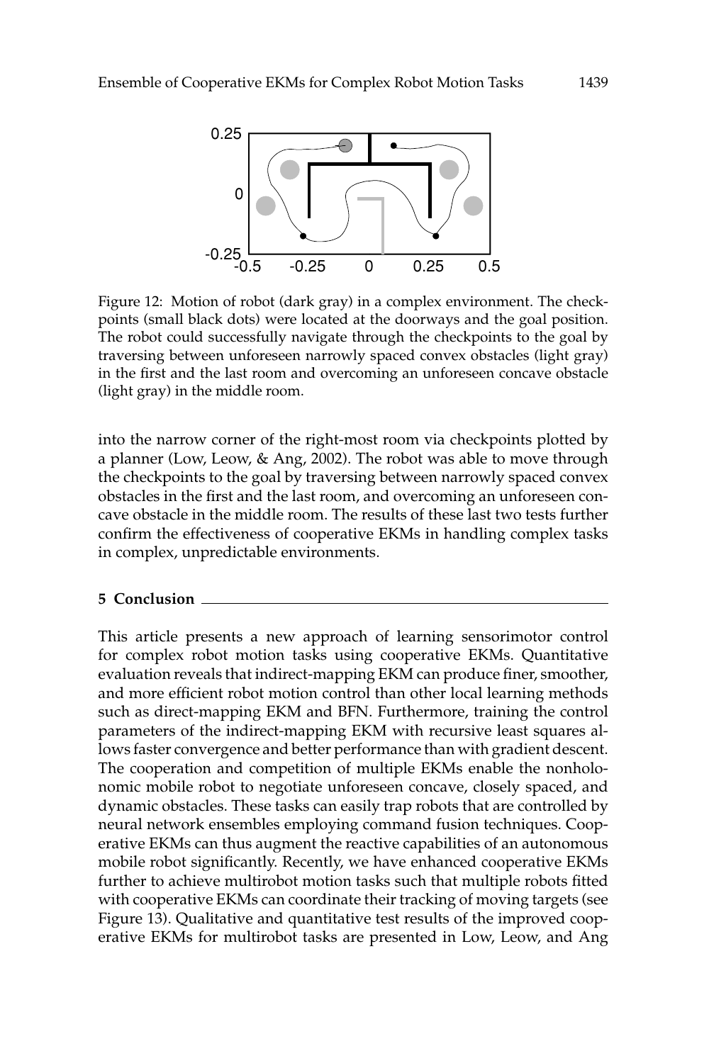Figure 12: Motion of robot (dark gray) in a complex environment. The checkpoints (small black dots) were located at the doorways and the goal position. The robot could successfully navigate through the checkpoints to the goal by traversing between unforeseen narrowly spaced convex obstacles (light gray) in the first and the last room and overcoming an unforeseen concave obstacle (light gray) in the middle room.

into the narrow corner of the right-most room via checkpoints plotted by a planner (Low, Leow, & Ang, 2002). The robot was able to move through the checkpoints to the goal by traversing between narrowly spaced convex obstacles in the first and the last room, and overcoming an unforeseen concave obstacle in the middle room. The results of these last two tests further confirm the effectiveness of cooperative EKMs in handling complex tasks in complex, unpredictable environments.

## 5 Conclusion

This article presents a new approach of learning sensorimotor control for complex robot motion tasks using cooperative EKMs. Quantitative evaluation reveals that indirect-mapping EKM can produce finer, smoother, and more efficient robot motion control than other local learning methods such as direct-mapping EKM and BFN. Furthermore, training the control parameters of the indirect-mapping EKM with recursive least squares allows faster convergence and better performance than with gradient descent. The cooperation and competition of multiple EKMs enable the nonholonomic mobile robot to negotiate unforeseen concave, closely spaced, and dynamic obstacles. These tasks can easily trap robots that are controlled by neural network ensembles employing command fusion techniques. Cooperative EKMs can thus augment the reactive capabilities of an autonomous mobile robot significantly. Recently, we have enhanced cooperative EKMs further to achieve multirobot motion tasks such that multiple robots fitted with cooperative EKMs can coordinate their tracking of moving targets (see Figure 13). Qualitative and quantitative test results of the improved cooperative EKMs for multirobot tasks are presented in Low, Leow, and Ang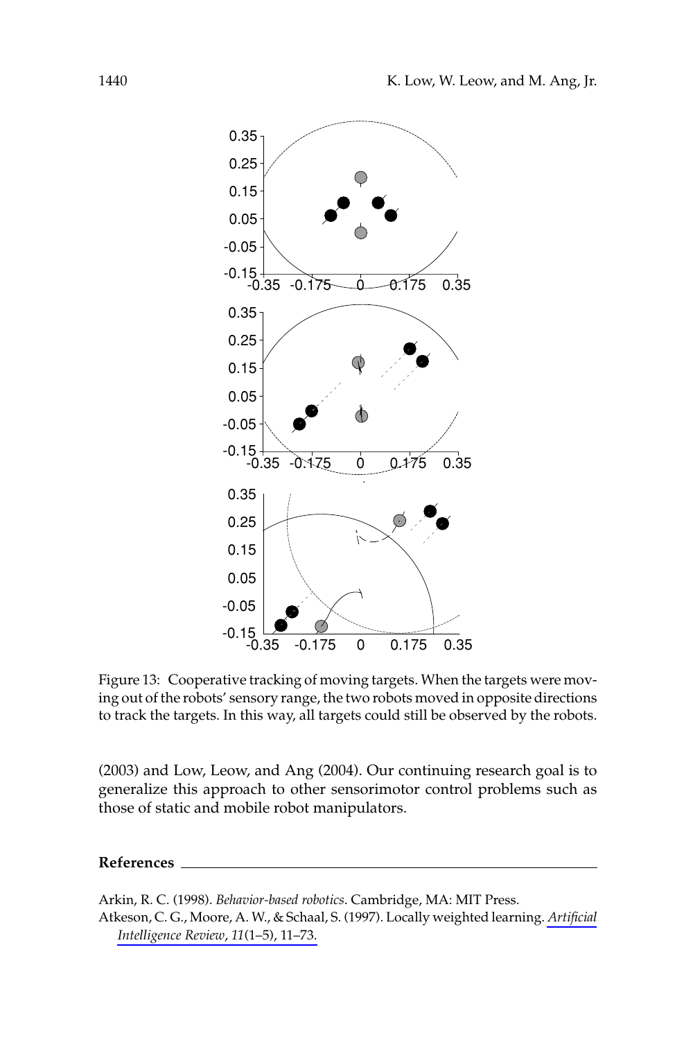Figure 13: Cooperative tracking of moving targets. When the targets were moving out of the robots' sensory range, the two robots moved in opposite directions to track the targets. In this way, all targets could still be observed by the robots.

(2003) and Low, Leow, and Ang (2004). Our continuing research goal is to generalize this approach to other sensorimotor control problems such as those of static and mobile robot manipulators.

## References

Arkin, R. C. (1998). *Behavior-based robotics*. Cambridge, MA: MIT Press.

Atkeson, C. G., Moore, A. W., & Schaal, S. (1997). Locally weighted learning. *Artificial Intelligence Review*, *11*(1–5), 11–73.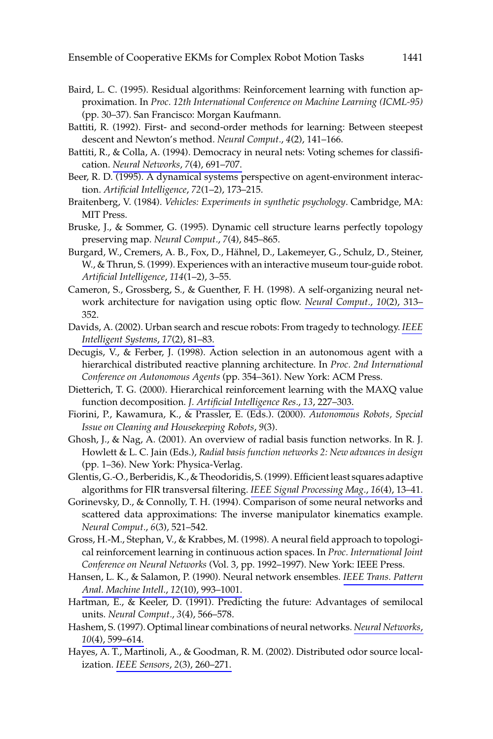Baird, L. C. (1995). Residual algorithms: Reinforcement learning with function approximation. In *Proc. 12th International Conference on Machine Learning (ICML-95)* (pp. 30–37). San Francisco: Morgan Kaufmann.

Battiti, R. (1992). First- and second-order methods for learning: Between steepest descent and Newton's method. *Neural Comput.*, *4*(2), 141–166.

Battiti, R., & Colla, A. (1994). Democracy in neural nets: Voting schemes for classification. *Neural Networks*, *7*(4), 691–707.

Beer, R. D. (1995). A dynamical systems perspective on agent-environment interaction. *Artificial Intelligence*, *72*(1–2), 173–215.

Braitenberg, V. (1984). *Vehicles: Experiments in synthetic psychology*. Cambridge, MA: MIT Press.

Bruske, J., & Sommer, G. (1995). Dynamic cell structure learns perfectly topology preserving map. *Neural Comput.*, *7*(4), 845–865.

Burgard, W., Cremers, A. B., Fox, D., Hähnel, D., Lakemeyer, G., Schulz, D., Steiner, W., & Thrun, S. (1999). Experiences with an interactive museum tour-guide robot. *Artificial Intelligence*, *114*(1–2), 3–55.

Cameron, S., Grossberg, S., & Guenther, F. H. (1998). A self-organizing neural network architecture for navigation using optic flow. *Neural Comput.*, *10*(2), 313–352.

Davids, A. (2002). Urban search and rescue robots: From tragedy to technology. *IEEE Intelligent Systems*, *17*(2), 81–83.

Decugis, V., & Ferber, J. (1998). Action selection in an autonomous agent with a hierarchical distributed reactive planning architecture. In *Proc. 2nd International Conference on Autonomous Agents* (pp. 354–361). New York: ACM Press.

Dietterich, T. G. (2000). Hierarchical reinforcement learning with the MAXQ value function decomposition. *J. Artificial Intelligence Res.*, *13*, 227–303.

Fiorini, P., Kawamura, K., & Prassler, E. (Eds.). (2000). *Autonomous Robots, Special Issue on Cleaning and Housekeeping Robots*, *9*(3).

Ghosh, J., & Nag, A. (2001). An overview of radial basis function networks. In R. J. Howlett & L. C. Jain (Eds.), *Radial basis function networks 2: New advances in design* (pp. 1–36). New York: Physica-Verlag.

Glentis, G.-O., Berberidis, K., & Theodoridis, S. (1999). Efficient least squares adaptive algorithms for FIR transversal filtering. *IEEE Signal Processing Mag.*, *16*(4), 13–41.

Gorinevsky, D., & Connolly, T. H. (1994). Comparison of some neural networks and scattered data approximations: The inverse manipulator kinematics example. *Neural Comput.*, *6*(3), 521–542.

Gross, H.-M., Stephan, V., & Krabbes, M. (1998). A neural field approach to topological reinforcement learning in continuous action spaces. In *Proc. International Joint Conference on Neural Networks* (Vol. 3, pp. 1992–1997). New York: IEEE Press.

Hansen, L. K., & Salamon, P. (1990). Neural network ensembles. *IEEE Trans. Pattern Anal. Machine Intell.*, *12*(10), 993–1001.

Hartman, E., & Keeler, D. (1991). Predicting the future: Advantages of semilocal units. *Neural Comput.*, *3*(4), 566–578.

Hashem, S. (1997). Optimal linear combinations of neural networks. *Neural Networks*, *10*(4), 599–614.

Hayes, A. T., Martinoli, A., & Goodman, R. M. (2002). Distributed odor source localization. *IEEE Sensors*, *2*(3), 260–271.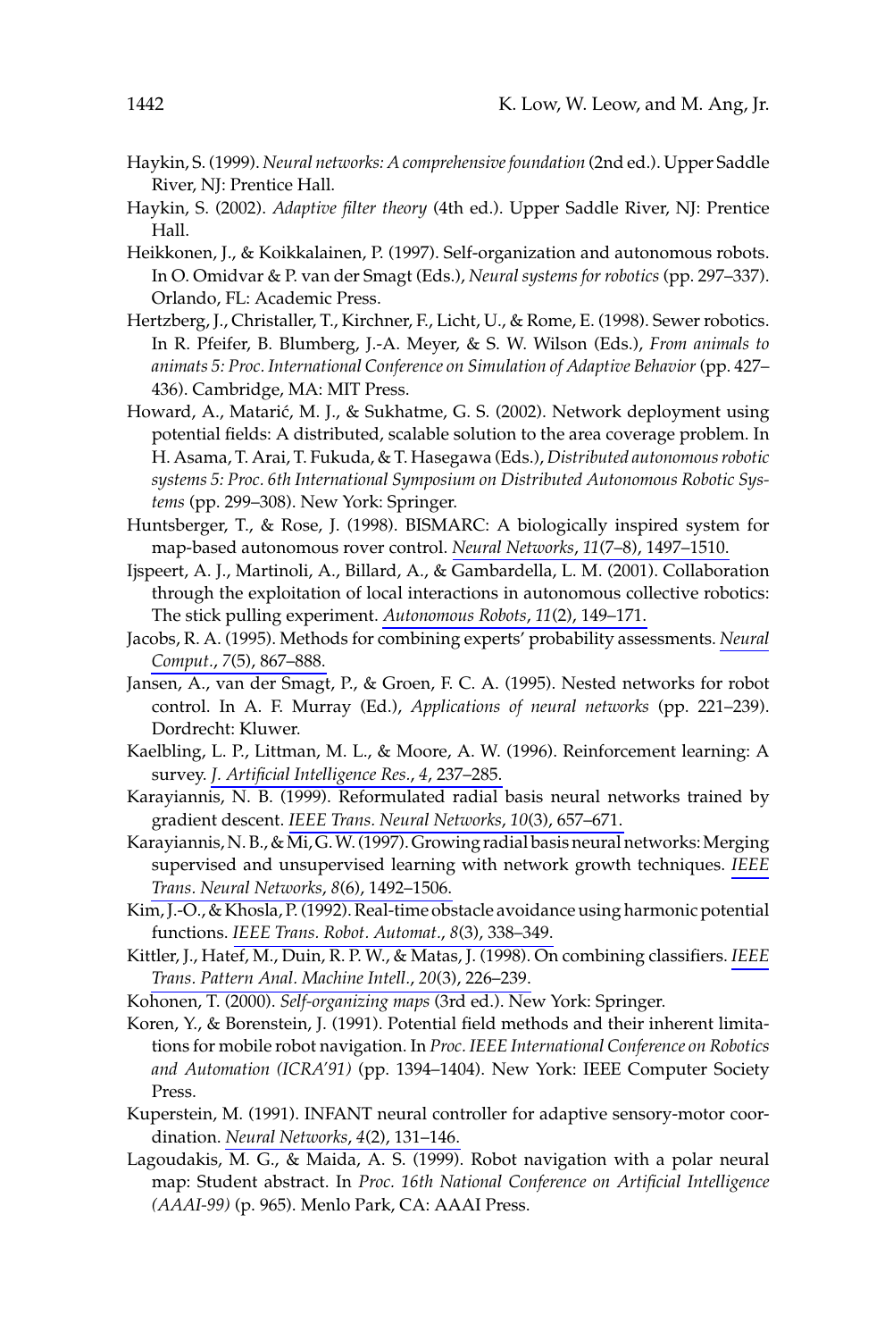Haykin, S. (1999). *Neural networks: A comprehensive foundation* (2nd ed.). Upper Saddle River, NJ: Prentice Hall.

Haykin, S. (2002). *Adaptive filter theory* (4th ed.). Upper Saddle River, NJ: Prentice Hall.

Heikkonen, J., & Koikkalainen, P. (1997). Self-organization and autonomous robots. In O. Omidvar & P. van der Smagt (Eds.), *Neural systems for robotics* (pp. 297–337). Orlando, FL: Academic Press.

Hertzberg, J., Christaller, T., Kirchner, F., Licht, U., & Rome, E. (1998). Sewer robotics. In R. Pfeifer, B. Blumberg, J.-A. Meyer, & S. W. Wilson (Eds.), *From animals to animats 5: Proc. International Conference on Simulation of Adaptive Behavior* (pp. 427–436). Cambridge, MA: MIT Press.

Howard, A., Matarić, M. J., & Sukhatme, G. S. (2002). Network deployment using potential fields: A distributed, scalable solution to the area coverage problem. In H. Asama, T. Arai, T. Fukuda, & T. Hasegawa (Eds.), *Distributed autonomous robotic systems 5: Proc. 6th International Symposium on Distributed Autonomous Robotic Systems* (pp. 299–308). New York: Springer.

Huntsberger, T., & Rose, J. (1998). BISMARC: A biologically inspired system for map-based autonomous rover control. *Neural Networks*, *11*(7–8), 1497–1510.

Ijspeert, A. J., Martinoli, A., Billard, A., & Gambardella, L. M. (2001). Collaboration through the exploitation of local interactions in autonomous collective robotics: The stick pulling experiment. *Autonomous Robots*, *11*(2), 149–171.

Jacobs, R. A. (1995). Methods for combining experts' probability assessments. *Neural Comput.*, *7*(5), 867–888.

Jansen, A., van der Smagt, P., & Groen, F. C. A. (1995). Nested networks for robot control. In A. F. Murray (Ed.), *Applications of neural networks* (pp. 221–239). Dordrecht: Kluwer.

Kaelbling, L. P., Littman, M. L., & Moore, A. W. (1996). Reinforcement learning: A survey. *J. Artificial Intelligence Res.*, *4*, 237–285.

Karayiannis, N. B. (1999). Reformulated radial basis neural networks trained by gradient descent. *IEEE Trans. Neural Networks*, *10*(3), 657–671.

Karayiannis, N. B., & Mi, G. W. (1997). Growing radial basis neural networks: Merging supervised and unsupervised learning with network growth techniques. *IEEE Trans. Neural Networks*, *8*(6), 1492–1506.

Kim, J.-O., & Khosla, P. (1992). Real-time obstacle avoidance using harmonic potential functions. *IEEE Trans. Robot. Automat.*, *8*(3), 338–349.

Kittler, J., Hatef, M., Duin, R. P. W., & Matas, J. (1998). On combining classifiers. *IEEE Trans. Pattern Anal. Machine Intell.*, *20*(3), 226–239.

Kohonen, T. (2000). *Self-organizing maps* (3rd ed.). New York: Springer.

Koren, Y., & Borenstein, J. (1991). Potential field methods and their inherent limitations for mobile robot navigation. In *Proc. IEEE International Conference on Robotics and Automation (ICRA'91)* (pp. 1394–1404). New York: IEEE Computer Society Press.

Kuperstein, M. (1991). INFANT neural controller for adaptive sensory-motor coordination. *Neural Networks*, *4*(2), 131–146.

Lagoudakis, M. G., & Maida, A. S. (1999). Robot navigation with a polar neural map: Student abstract. In *Proc. 16th National Conference on Artificial Intelligence (AAAI-99)* (p. 965). Menlo Park, CA: AAAI Press.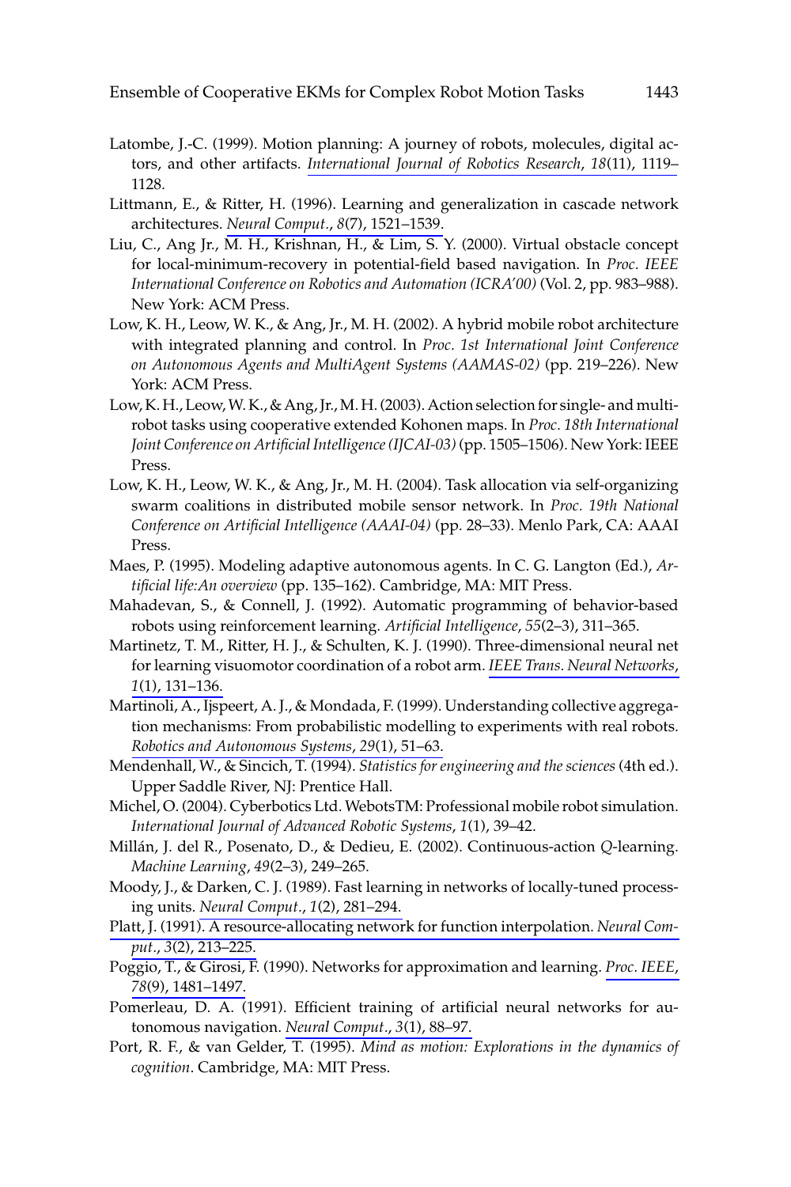Latombe, J.-C. (1999). Motion planning: A journey of robots, molecules, digital actors, and other artifacts. *International Journal of Robotics Research*, *18*(11), 1119–1128.

Littmann, E., & Ritter, H. (1996). Learning and generalization in cascade network architectures. *Neural Comput.*, *8*(7), 1521–1539.

Liu, C., Ang Jr., M. H., Krishnan, H., & Lim, S. Y. (2000). Virtual obstacle concept for local-minimum-recovery in potential-field based navigation. In *Proc. IEEE International Conference on Robotics and Automation (ICRA'00)* (Vol. 2, pp. 983–988). New York: ACM Press.

Low, K. H., Leow, W. K., & Ang, Jr., M. H. (2002). A hybrid mobile robot architecture with integrated planning and control. In *Proc. 1st International Joint Conference on Autonomous Agents and MultiAgent Systems (AAMAS-02)* (pp. 219–226). New York: ACM Press.

Low, K. H., Leow, W. K., & Ang, Jr., M. H. (2003). Action selection for single- and multi-robot tasks using cooperative extended Kohonen maps. In *Proc. 18th International Joint Conference on Artificial Intelligence (IJCAI-03)* (pp. 1505–1506). New York: IEEE Press.

Low, K. H., Leow, W. K., & Ang, Jr., M. H. (2004). Task allocation via self-organizing swarm coalitions in distributed mobile sensor network. In *Proc. 19th National Conference on Artificial Intelligence (AAAI-04)* (pp. 28–33). Menlo Park, CA: AAAI Press.

Maes, P. (1995). Modeling adaptive autonomous agents. In C. G. Langton (Ed.), *Artificial life:An overview* (pp. 135–162). Cambridge, MA: MIT Press.

Mahadevan, S., & Connell, J. (1992). Automatic programming of behavior-based robots using reinforcement learning. *Artificial Intelligence*, *55*(2–3), 311–365.

Martinetz, T. M., Ritter, H. J., & Schulten, K. J. (1990). Three-dimensional neural net for learning visuomotor coordination of a robot arm. *IEEE Trans. Neural Networks*, *1*(1), 131–136.

Martinoli, A., Ijspeert, A. J., & Mondada, F. (1999). Understanding collective aggregation mechanisms: From probabilistic modelling to experiments with real robots. *Robotics and Autonomous Systems*, *29*(1), 51–63.

Mendenhall, W., & Sincich, T. (1994). *Statistics for engineering and the sciences* (4th ed.). Upper Saddle River, NJ: Prentice Hall.

Michel, O. (2004). Cyberbotics Ltd. WebotsTM: Professional mobile robot simulation. *International Journal of Advanced Robotic Systems*, *1*(1), 39–42.

Millán, J. del R., Posenato, D., & Dedieu, E. (2002). Continuous-action *Q*-learning. *Machine Learning*, *49*(2–3), 249–265.

Moody, J., & Darken, C. J. (1989). Fast learning in networks of locally-tuned processing units. *Neural Comput.*, *1*(2), 281–294.

Platt, J. (1991). A resource-allocating network for function interpolation. *Neural Comput.*, *3*(2), 213–225.

Poggio, T., & Girosi, F. (1990). Networks for approximation and learning. *Proc. IEEE*, *78*(9), 1481–1497.

Pomerleau, D. A. (1991). Efficient training of artificial neural networks for autonomous navigation. *Neural Comput.*, *3*(1), 88–97.

Port, R. F., & van Gelder, T. (1995). *Mind as motion: Explorations in the dynamics of cognition*. Cambridge, MA: MIT Press.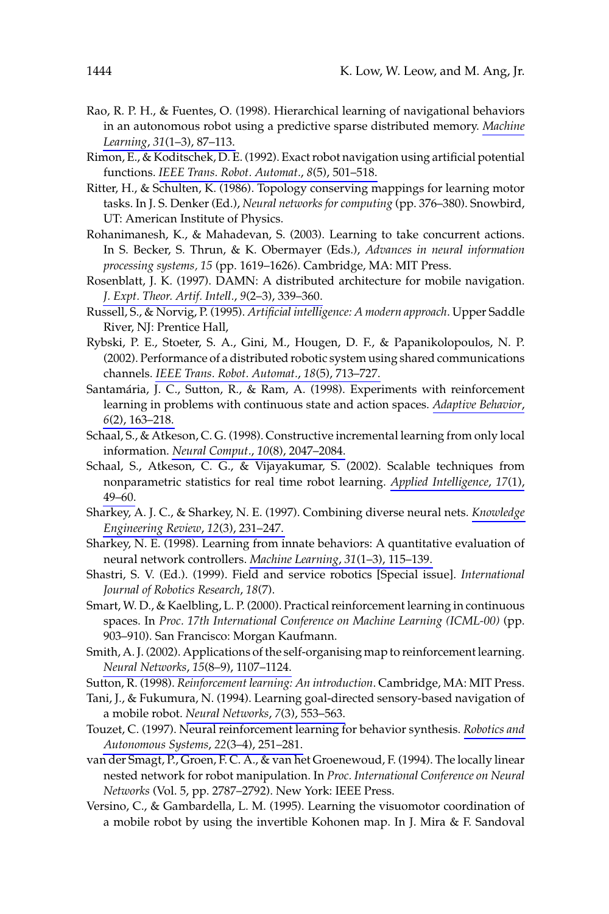Rao, R. P. H., & Fuentes, O. (1998). Hierarchical learning of navigational behaviors in an autonomous robot using a predictive sparse distributed memory. *Machine Learning*, *31*(1–3), 87–113.

Rimon, E., & Koditschek, D. E. (1992). Exact robot navigation using artificial potential functions. *IEEE Trans. Robot. Automat.*, *8*(5), 501–518.

Ritter, H., & Schulten, K. (1986). Topology conserving mappings for learning motor tasks. In J. S. Denker (Ed.), *Neural networks for computing* (pp. 376–380). Snowbird, UT: American Institute of Physics.

Rohanimanesh, K., & Mahadevan, S. (2003). Learning to take concurrent actions. In S. Becker, S. Thrun, & K. Obermayer (Eds.), *Advances in neural information processing systems, 15* (pp. 1619–1626). Cambridge, MA: MIT Press.

Rosenblatt, J. K. (1997). DAMN: A distributed architecture for mobile navigation. *J. Expt. Theor. Artif. Intell.*, *9*(2–3), 339–360.

Russell, S., & Norvig, P. (1995). *Artificial intelligence: A modern approach*. Upper Saddle River, NJ: Prentice Hall,

Rybski, P. E., Stoeter, S. A., Gini, M., Hougen, D. F., & Papanikolopoulos, N. P. (2002). Performance of a distributed robotic system using shared communications channels. *IEEE Trans. Robot. Automat.*, *18*(5), 713–727.

Santamária, J. C., Sutton, R., & Ram, A. (1998). Experiments with reinforcement learning in problems with continuous state and action spaces. *Adaptive Behavior*, *6*(2), 163–218.

Schaal, S., & Atkeson, C. G. (1998). Constructive incremental learning from only local information. *Neural Comput.*, *10*(8), 2047–2084.

Schaal, S., Atkeson, C. G., & Vijayakumar, S. (2002). Scalable techniques from nonparametric statistics for real time robot learning. *Applied Intelligence*, *17*(1), 49–60.

Sharkey, A. J. C., & Sharkey, N. E. (1997). Combining diverse neural nets. *Knowledge Engineering Review*, *12*(3), 231–247.

Sharkey, N. E. (1998). Learning from innate behaviors: A quantitative evaluation of neural network controllers. *Machine Learning*, *31*(1–3), 115–139.

Shastri, S. V. (Ed.). (1999). Field and service robotics [Special issue]. *International Journal of Robotics Research*, *18*(7).

Smart, W. D., & Kaelbling, L. P. (2000). Practical reinforcement learning in continuous spaces. In *Proc. 17th International Conference on Machine Learning (ICML-00)* (pp. 903–910). San Francisco: Morgan Kaufmann.

Smith, A. J. (2002). Applications of the self-organising map to reinforcement learning. *Neural Networks*, *15*(8–9), 1107–1124.

Sutton, R. (1998). *Reinforcement learning: An introduction*. Cambridge, MA: MIT Press.

Tani, J., & Fukumura, N. (1994). Learning goal-directed sensory-based navigation of a mobile robot. *Neural Networks*, *7*(3), 553–563.

Touzet, C. (1997). Neural reinforcement learning for behavior synthesis. *Robotics and Autonomous Systems*, *22*(3–4), 251–281.

van der Smagt, P., Groen, F. C. A., & van het Groenewoud, F. (1994). The locally linear nested network for robot manipulation. In *Proc. International Conference on Neural Networks* (Vol. 5, pp. 2787–2792). New York: IEEE Press.

Versino, C., & Gambardella, L. M. (1995). Learning the visuomotor coordination of a mobile robot by using the invertible Kohonen map. In J. Mira & F. Sandoval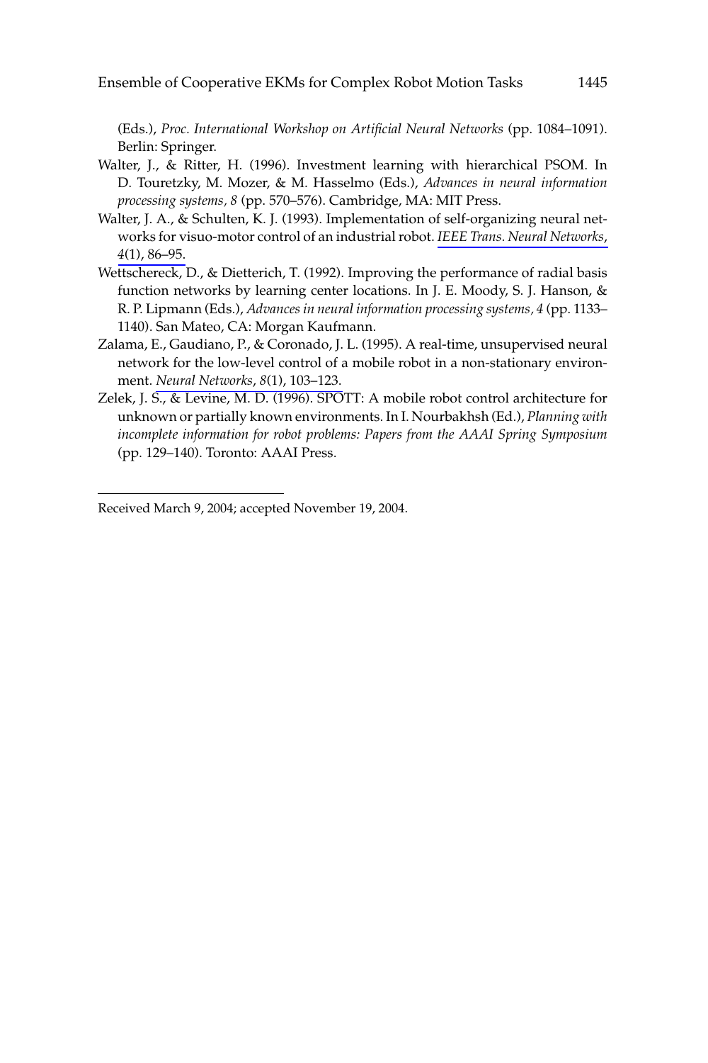(Eds.), *Proc. International Workshop on Artificial Neural Networks* (pp. 1084–1091). Berlin: Springer.

Walter, J., & Ritter, H. (1996). Investment learning with hierarchical PSOM. In D. Touretzky, M. Mozer, & M. Hasselmo (Eds.), *Advances in neural information processing systems, 8* (pp. 570–576). Cambridge, MA: MIT Press.

Walter, J. A., & Schulten, K. J. (1993). Implementation of self-organizing neural networks for visuo-motor control of an industrial robot. *IEEE Trans. Neural Networks*, *4*(1), 86–95.

Wettschereck, D., & Dietterich, T. (1992). Improving the performance of radial basis function networks by learning center locations. In J. E. Moody, S. J. Hanson, & R. P. Lipmann (Eds.), *Advances in neural information processing systems, 4* (pp. 1133–1140). San Mateo, CA: Morgan Kaufmann.

Zalama, E., Gaudiano, P., & Coronado, J. L. (1995). A real-time, unsupervised neural network for the low-level control of a mobile robot in a non-stationary environment. *Neural Networks*, *8*(1), 103–123.

Zelek, J. S., & Levine, M. D. (1996). SPOTT: A mobile robot control architecture for unknown or partially known environments. In I. Nourbakhsh (Ed.), *Planning with incomplete information for robot problems: Papers from the AAAI Spring Symposium* (pp. 129–140). Toronto: AAAI Press.

---

Received March 9, 2004; accepted November 19, 2004.